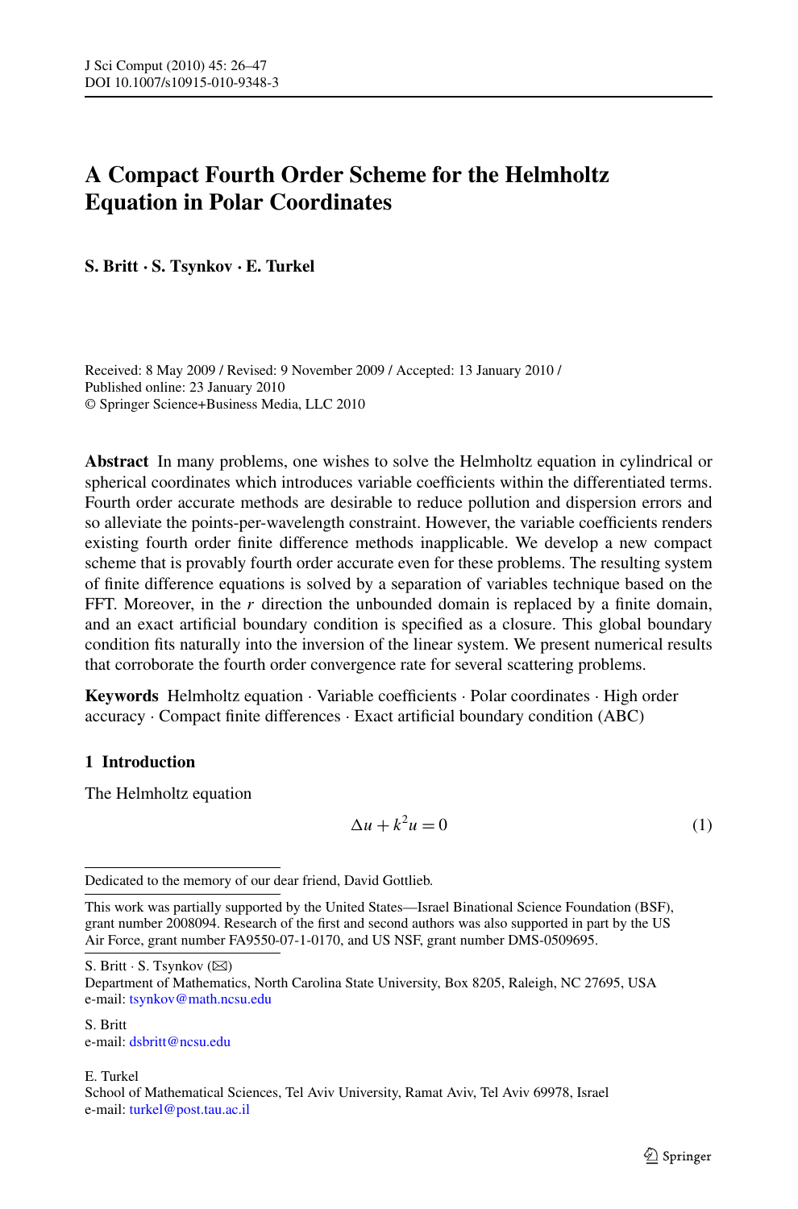# A Compact Fourth Order Scheme for the Helmholtz Equation in Polar Coordinates

**S. Britt · S. Tsynkov · E. Turkel**

Received: 8 May 2009 / Revised: 9 November 2009 / Accepted: 13 January 2010 /
Published online: 23 January 2010
© Springer Science+Business Media, LLC 2010

**Abstract** In many problems, one wishes to solve the Helmholtz equation in cylindrical or spherical coordinates which introduces variable coefficients within the differentiated terms. Fourth order accurate methods are desirable to reduce pollution and dispersion errors and so alleviate the points-per-wavelength constraint. However, the variable coefficients renders existing fourth order finite difference methods inapplicable. We develop a new compact scheme that is provably fourth order accurate even for these problems. The resulting system of finite difference equations is solved by a separation of variables technique based on the FFT. Moreover, in the $r$ direction the unbounded domain is replaced by a finite domain, and an exact artificial boundary condition is specified as a closure. This global boundary condition fits naturally into the inversion of the linear system. We present numerical results that corroborate the fourth order convergence rate for several scattering problems.

**Keywords** Helmholtz equation · Variable coefficients · Polar coordinates · High order accuracy · Compact finite differences · Exact artificial boundary condition (ABC)

## 1 Introduction

The Helmholtz equation

$$\Delta u + k^2 u = 0 \tag{1}$$

---

Dedicated to the memory of our dear friend, David Gottlieb.

This work was partially supported by the United States—Israel Binational Science Foundation (BSF), grant number 2008094. Research of the first and second authors was also supported in part by the US Air Force, grant number FA9550-07-1-0170, and US NSF, grant number DMS-0509695.

S. Britt · S. Tsynkov (✉)
Department of Mathematics, North Carolina State University, Box 8205, Raleigh, NC 27695, USA
e-mail: tsynkov@math.ncsu.edu

S. Britt
e-mail: dsbritt@ncsu.edu

E. Turkel
School of Mathematical Sciences, Tel Aviv University, Ramat Aviv, Tel Aviv 69978, Israel
e-mail: turkel@post.tau.ac.il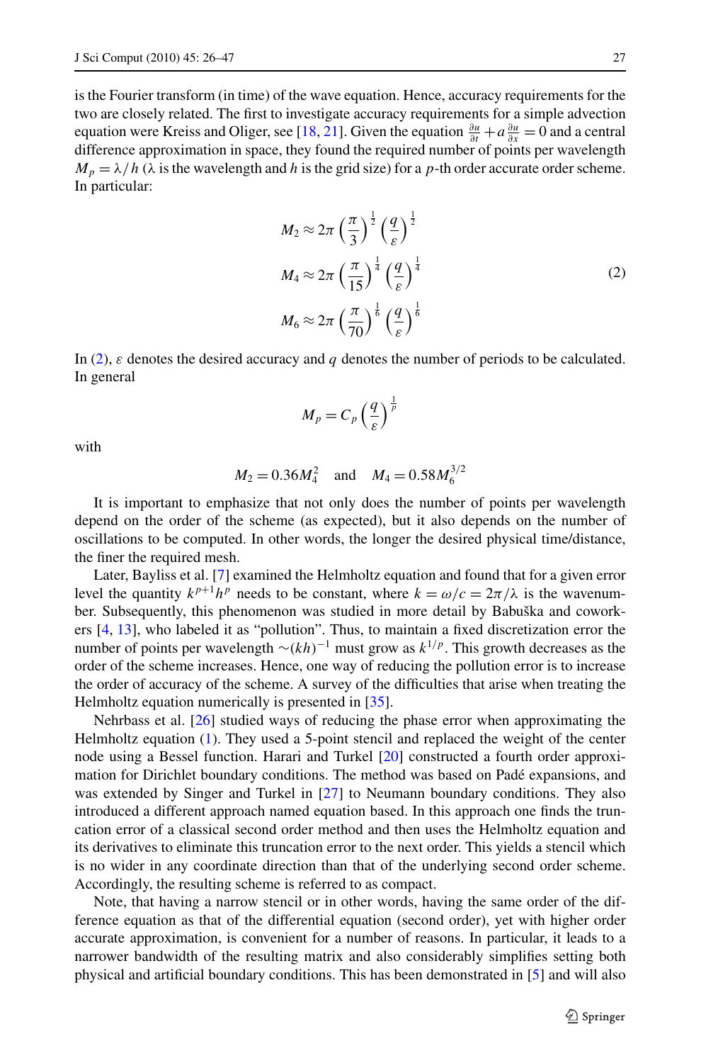is the Fourier transform (in time) of the wave equation. Hence, accuracy requirements for the two are closely related. The first to investigate accuracy requirements for a simple advection equation were Kreiss and Oliger, see [18, 21]. Given the equation $\frac{\partial u}{\partial t} + a\frac{\partial u}{\partial x} = 0$ and a central difference approximation in space, they found the required number of points per wavelength $M_p = \lambda/h$ ($\lambda$ is the wavelength and $h$ is the grid size) for a $p$-th order accurate order scheme. In particular:

$$
\begin{aligned}
M_2 &\approx 2\pi \left(\frac{\pi}{3}\right)^{\frac{1}{2}} \left(\frac{q}{\varepsilon}\right)^{\frac{1}{2}} \\
M_4 &\approx 2\pi \left(\frac{\pi}{15}\right)^{\frac{1}{4}} \left(\frac{q}{\varepsilon}\right)^{\frac{1}{4}} \\
M_6 &\approx 2\pi \left(\frac{\pi}{70}\right)^{\frac{1}{6}} \left(\frac{q}{\varepsilon}\right)^{\frac{1}{6}}
\end{aligned}
\tag{2}
$$

In (2), $\varepsilon$ denotes the desired accuracy and $q$ denotes the number of periods to be calculated. In general

$$
M_p = C_p \left(\frac{q}{\varepsilon}\right)^{\frac{1}{p}}
$$

with

$$
M_2 = 0.36 M_4^2 \quad \text{and} \quad M_4 = 0.58 M_6^{3/2}
$$

It is important to emphasize that not only does the number of points per wavelength depend on the order of the scheme (as expected), but it also depends on the number of oscillations to be computed. In other words, the longer the desired physical time/distance, the finer the required mesh.

Later, Bayliss et al. [7] examined the Helmholtz equation and found that for a given error level the quantity $k^{p+1}h^p$ needs to be constant, where $k = \omega/c = 2\pi/\lambda$ is the wavenumber. Subsequently, this phenomenon was studied in more detail by Babuška and coworkers [4, 13], who labeled it as "pollution". Thus, to maintain a fixed discretization error the number of points per wavelength $\sim(kh)^{-1}$ must grow as $k^{1/p}$. This growth decreases as the order of the scheme increases. Hence, one way of reducing the pollution error is to increase the order of accuracy of the scheme. A survey of the difficulties that arise when treating the Helmholtz equation numerically is presented in [35].

Nehrbass et al. [26] studied ways of reducing the phase error when approximating the Helmholtz equation (1). They used a 5-point stencil and replaced the weight of the center node using a Bessel function. Harari and Turkel [20] constructed a fourth order approximation for Dirichlet boundary conditions. The method was based on Padé expansions, and was extended by Singer and Turkel in [27] to Neumann boundary conditions. They also introduced a different approach named equation based. In this approach one finds the truncation error of a classical second order method and then uses the Helmholtz equation and its derivatives to eliminate this truncation error to the next order. This yields a stencil which is no wider in any coordinate direction than that of the underlying second order scheme. Accordingly, the resulting scheme is referred to as compact.

Note, that having a narrow stencil or in other words, having the same order of the difference equation as that of the differential equation (second order), yet with higher order accurate approximation, is convenient for a number of reasons. In particular, it leads to a narrower bandwidth of the resulting matrix and also considerably simplifies setting both physical and artificial boundary conditions. This has been demonstrated in [5] and will also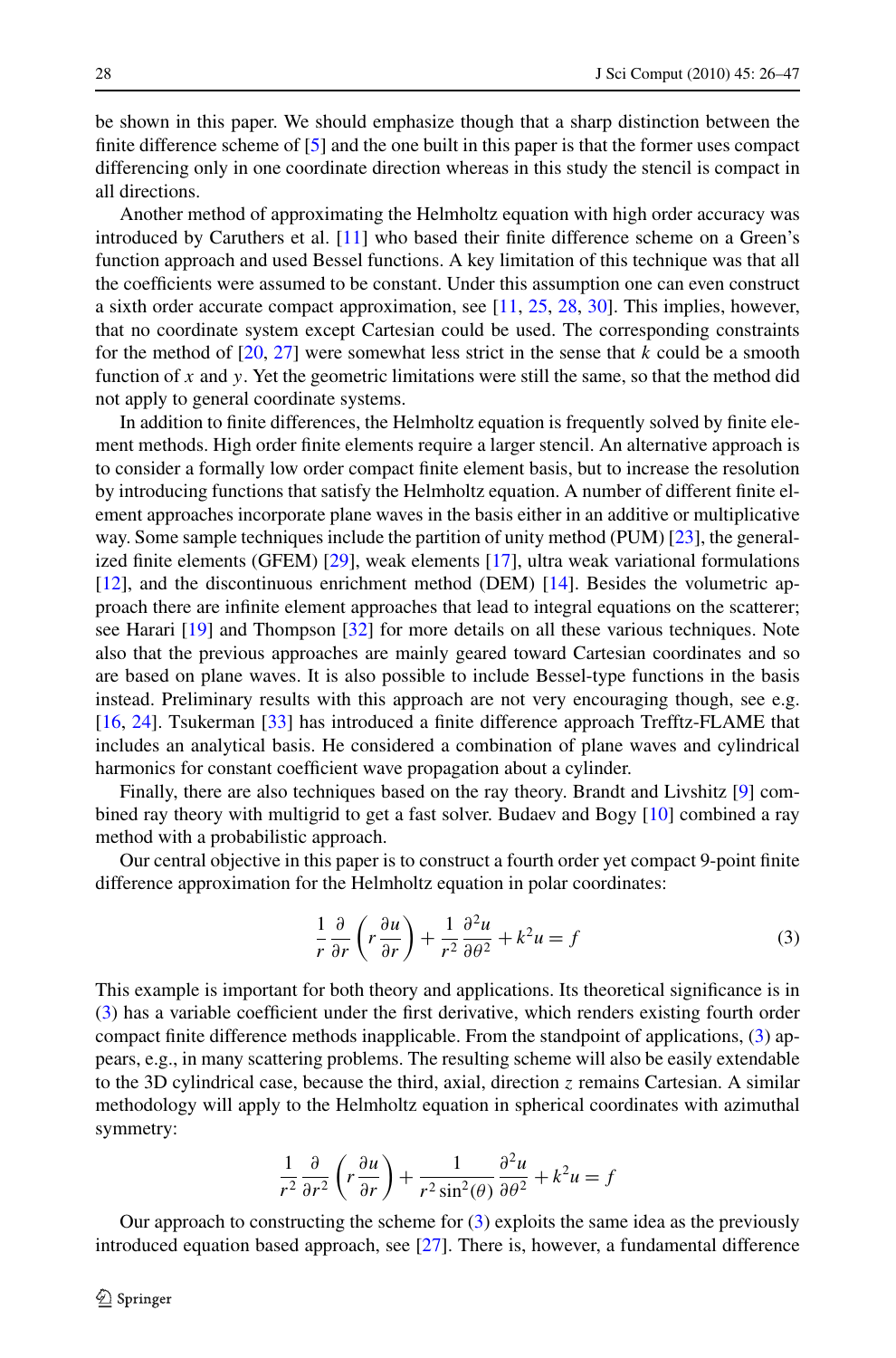be shown in this paper. We should emphasize though that a sharp distinction between the finite difference scheme of [5] and the one built in this paper is that the former uses compact differencing only in one coordinate direction whereas in this study the stencil is compact in all directions.

Another method of approximating the Helmholtz equation with high order accuracy was introduced by Caruthers et al. [11] who based their finite difference scheme on a Green's function approach and used Bessel functions. A key limitation of this technique was that all the coefficients were assumed to be constant. Under this assumption one can even construct a sixth order accurate compact approximation, see [11, 25, 28, 30]. This implies, however, that no coordinate system except Cartesian could be used. The corresponding constraints for the method of [20, 27] were somewhat less strict in the sense that $k$ could be a smooth function of $x$ and $y$. Yet the geometric limitations were still the same, so that the method did not apply to general coordinate systems.

In addition to finite differences, the Helmholtz equation is frequently solved by finite element methods. High order finite elements require a larger stencil. An alternative approach is to consider a formally low order compact finite element basis, but to increase the resolution by introducing functions that satisfy the Helmholtz equation. A number of different finite element approaches incorporate plane waves in the basis either in an additive or multiplicative way. Some sample techniques include the partition of unity method (PUM) [23], the generalized finite elements (GFEM) [29], weak elements [17], ultra weak variational formulations [12], and the discontinuous enrichment method (DEM) [14]. Besides the volumetric approach there are infinite element approaches that lead to integral equations on the scatterer; see Harari [19] and Thompson [32] for more details on all these various techniques. Note also that the previous approaches are mainly geared toward Cartesian coordinates and so are based on plane waves. It is also possible to include Bessel-type functions in the basis instead. Preliminary results with this approach are not very encouraging though, see e.g. [16, 24]. Tsukerman [33] has introduced a finite difference approach Trefftz-FLAME that includes an analytical basis. He considered a combination of plane waves and cylindrical harmonics for constant coefficient wave propagation about a cylinder.

Finally, there are also techniques based on the ray theory. Brandt and Livshitz [9] combined ray theory with multigrid to get a fast solver. Budaev and Bogy [10] combined a ray method with a probabilistic approach.

Our central objective in this paper is to construct a fourth order yet compact 9-point finite difference approximation for the Helmholtz equation in polar coordinates:

$$\frac{1}{r}\frac{\partial}{\partial r}\left(r\frac{\partial u}{\partial r}\right)+\frac{1}{r^2}\frac{\partial^2 u}{\partial \theta^2}+k^2u=f \tag{3}$$

This example is important for both theory and applications. Its theoretical significance is in (3) has a variable coefficient under the first derivative, which renders existing fourth order compact finite difference methods inapplicable. From the standpoint of applications, (3) appears, e.g., in many scattering problems. The resulting scheme will also be easily extendable to the 3D cylindrical case, because the third, axial, direction $z$ remains Cartesian. A similar methodology will apply to the Helmholtz equation in spherical coordinates with azimuthal symmetry:

$$\frac{1}{r^2}\frac{\partial}{\partial r^2}\left(r\frac{\partial u}{\partial r}\right)+\frac{1}{r^2\sin^2(\theta)}\frac{\partial^2 u}{\partial \theta^2}+k^2u=f$$

Our approach to constructing the scheme for (3) exploits the same idea as the previously introduced equation based approach, see [27]. There is, however, a fundamental difference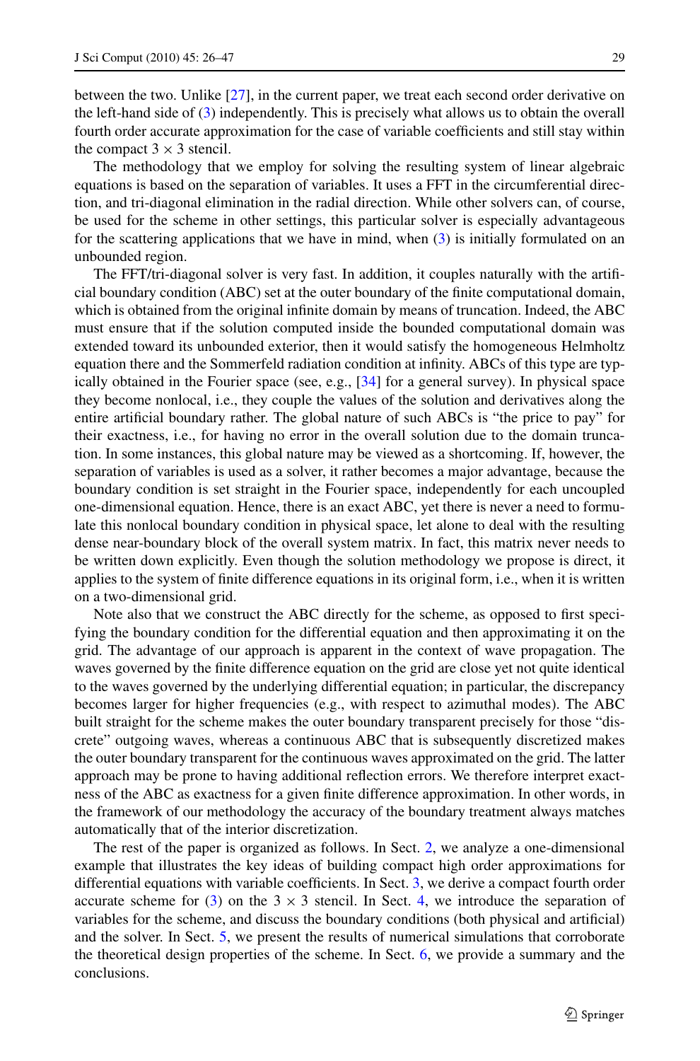between the two. Unlike [27], in the current paper, we treat each second order derivative on the left-hand side of (3) independently. This is precisely what allows us to obtain the overall fourth order accurate approximation for the case of variable coefficients and still stay within the compact $3 \times 3$ stencil.

The methodology that we employ for solving the resulting system of linear algebraic equations is based on the separation of variables. It uses a FFT in the circumferential direction, and tri-diagonal elimination in the radial direction. While other solvers can, of course, be used for the scheme in other settings, this particular solver is especially advantageous for the scattering applications that we have in mind, when (3) is initially formulated on an unbounded region.

The FFT/tri-diagonal solver is very fast. In addition, it couples naturally with the artificial boundary condition (ABC) set at the outer boundary of the finite computational domain, which is obtained from the original infinite domain by means of truncation. Indeed, the ABC must ensure that if the solution computed inside the bounded computational domain was extended toward its unbounded exterior, then it would satisfy the homogeneous Helmholtz equation there and the Sommerfeld radiation condition at infinity. ABCs of this type are typically obtained in the Fourier space (see, e.g., [34] for a general survey). In physical space they become nonlocal, i.e., they couple the values of the solution and derivatives along the entire artificial boundary rather. The global nature of such ABCs is "the price to pay" for their exactness, i.e., for having no error in the overall solution due to the domain truncation. In some instances, this global nature may be viewed as a shortcoming. If, however, the separation of variables is used as a solver, it rather becomes a major advantage, because the boundary condition is set straight in the Fourier space, independently for each uncoupled one-dimensional equation. Hence, there is an exact ABC, yet there is never a need to formulate this nonlocal boundary condition in physical space, let alone to deal with the resulting dense near-boundary block of the overall system matrix. In fact, this matrix never needs to be written down explicitly. Even though the solution methodology we propose is direct, it applies to the system of finite difference equations in its original form, i.e., when it is written on a two-dimensional grid.

Note also that we construct the ABC directly for the scheme, as opposed to first specifying the boundary condition for the differential equation and then approximating it on the grid. The advantage of our approach is apparent in the context of wave propagation. The waves governed by the finite difference equation on the grid are close yet not quite identical to the waves governed by the underlying differential equation; in particular, the discrepancy becomes larger for higher frequencies (e.g., with respect to azimuthal modes). The ABC built straight for the scheme makes the outer boundary transparent precisely for those "discrete" outgoing waves, whereas a continuous ABC that is subsequently discretized makes the outer boundary transparent for the continuous waves approximated on the grid. The latter approach may be prone to having additional reflection errors. We therefore interpret exactness of the ABC as exactness for a given finite difference approximation. In other words, in the framework of our methodology the accuracy of the boundary treatment always matches automatically that of the interior discretization.

The rest of the paper is organized as follows. In Sect. 2, we analyze a one-dimensional example that illustrates the key ideas of building compact high order approximations for differential equations with variable coefficients. In Sect. 3, we derive a compact fourth order accurate scheme for (3) on the $3 \times 3$ stencil. In Sect. 4, we introduce the separation of variables for the scheme, and discuss the boundary conditions (both physical and artificial) and the solver. In Sect. 5, we present the results of numerical simulations that corroborate the theoretical design properties of the scheme. In Sect. 6, we provide a summary and the conclusions.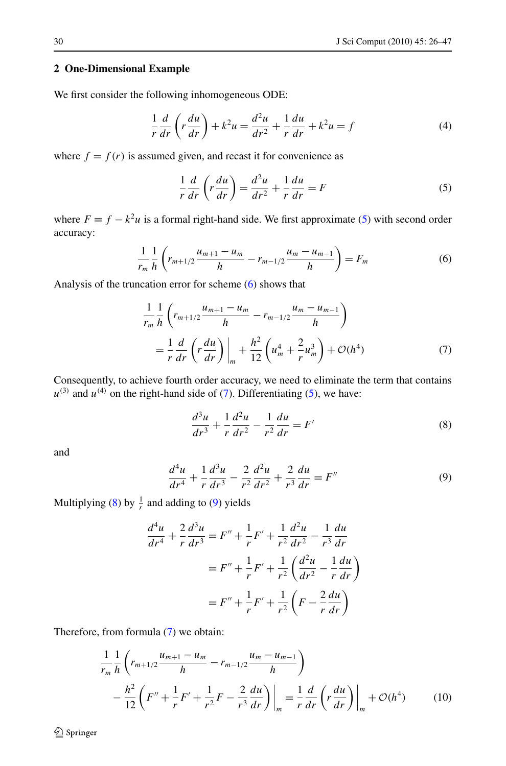## 2 One-Dimensional Example

We first consider the following inhomogeneous ODE:

$$\frac{1}{r}\frac{d}{dr}\left(r\frac{du}{dr}\right) + k^2 u = \frac{d^2u}{dr^2} + \frac{1}{r}\frac{du}{dr} + k^2 u = f \tag{4}$$

where $f = f(r)$ is assumed given, and recast it for convenience as

$$\frac{1}{r}\frac{d}{dr}\left(r\frac{du}{dr}\right) = \frac{d^2u}{dr^2} + \frac{1}{r}\frac{du}{dr} = F \tag{5}$$

where $F \equiv f - k^2 u$ is a formal right-hand side. We first approximate (5) with second order accuracy:

$$\frac{1}{r_m}\frac{1}{h}\left(r_{m+1/2}\frac{u_{m+1}-u_m}{h} - r_{m-1/2}\frac{u_m - u_{m-1}}{h}\right) = F_m \tag{6}$$

Analysis of the truncation error for scheme (6) shows that

$$\begin{aligned}
&\frac{1}{r_m}\frac{1}{h}\left(r_{m+1/2}\frac{u_{m+1}-u_m}{h} - r_{m-1/2}\frac{u_m - u_{m-1}}{h}\right) \\
&\quad = \frac{1}{r}\frac{d}{dr}\left(r\frac{du}{dr}\right)\bigg|_m + \frac{h^2}{12}\left(u_m^4 + \frac{2}{r}u_m^3\right) + \mathcal{O}(h^4)
\end{aligned} \tag{7}$$

Consequently, to achieve fourth order accuracy, we need to eliminate the term that contains $u^{(3)}$ and $u^{(4)}$ on the right-hand side of (7). Differentiating (5), we have:

$$\frac{d^3u}{dr^3} + \frac{1}{r}\frac{d^2u}{dr^2} - \frac{1}{r^2}\frac{du}{dr} = F' \tag{8}$$

and

$$\frac{d^4u}{dr^4} + \frac{1}{r}\frac{d^3u}{dr^3} - \frac{2}{r^2}\frac{d^2u}{dr^2} + \frac{2}{r^3}\frac{du}{dr} = F'' \tag{9}$$

Multiplying (8) by $\frac{1}{r}$ and adding to (9) yields

$$\begin{aligned}
\frac{d^4u}{dr^4} + \frac{2}{r}\frac{d^3u}{dr^3} &= F'' + \frac{1}{r}F' + \frac{1}{r^2}\frac{d^2u}{dr^2} - \frac{1}{r^3}\frac{du}{dr} \\
&= F'' + \frac{1}{r}F' + \frac{1}{r^2}\left(\frac{d^2u}{dr^2} - \frac{1}{r}\frac{du}{dr}\right) \\
&= F'' + \frac{1}{r}F' + \frac{1}{r^2}\left(F - \frac{2}{r}\frac{du}{dr}\right)
\end{aligned}$$

Therefore, from formula (7) we obtain:

$$\begin{aligned}
&\frac{1}{r_m}\frac{1}{h}\left(r_{m+1/2}\frac{u_{m+1}-u_m}{h} - r_{m-1/2}\frac{u_m - u_{m-1}}{h}\right) \\
&\quad - \frac{h^2}{12}\left(F'' + \frac{1}{r}F' + \frac{1}{r^2}F - \frac{2}{r^3}\frac{du}{dr}\right)\bigg|_m = \frac{1}{r}\frac{d}{dr}\left(r\frac{du}{dr}\right)\bigg|_m + \mathcal{O}(h^4)
\end{aligned} \tag{10}$$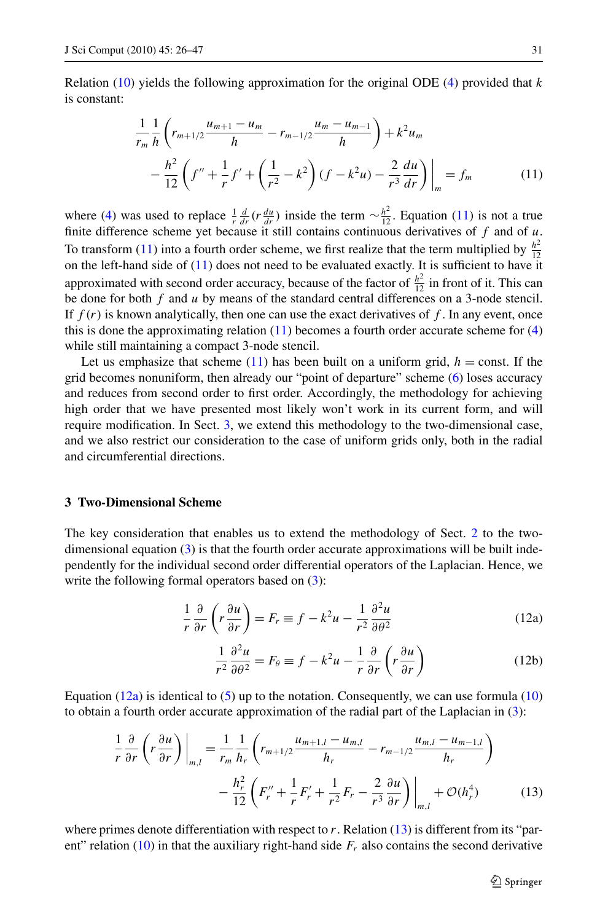Relation (10) yields the following approximation for the original ODE (4) provided that $k$ is constant:

$$\frac{1}{r_m}\frac{1}{h}\left(r_{m+1/2}\frac{u_{m+1}-u_m}{h} - r_{m-1/2}\frac{u_m - u_{m-1}}{h}\right) + k^2 u_m - \frac{h^2}{12}\left(f'' + \frac{1}{r}f' + \left(\frac{1}{r^2} - k^2\right)(f - k^2 u) - \frac{2}{r^3}\frac{du}{dr}\right)\bigg|_m = f_m \tag{11}$$

where (4) was used to replace $\frac{1}{r}\frac{d}{dr}(r\frac{du}{dr})$ inside the term $\sim\frac{h^2}{12}$. Equation (11) is not a true finite difference scheme yet because it still contains continuous derivatives of $f$ and of $u$. To transform (11) into a fourth order scheme, we first realize that the term multiplied by $\frac{h^2}{12}$ on the left-hand side of (11) does not need to be evaluated exactly. It is sufficient to have it approximated with second order accuracy, because of the factor of $\frac{h^2}{12}$ in front of it. This can be done for both $f$ and $u$ by means of the standard central differences on a 3-node stencil. If $f(r)$ is known analytically, then one can use the exact derivatives of $f$. In any event, once this is done the approximating relation (11) becomes a fourth order accurate scheme for (4) while still maintaining a compact 3-node stencil.

Let us emphasize that scheme (11) has been built on a uniform grid, $h = \text{const}$. If the grid becomes nonuniform, then already our "point of departure" scheme (6) loses accuracy and reduces from second order to first order. Accordingly, the methodology for achieving high order that we have presented most likely won't work in its current form, and will require modification. In Sect. 3, we extend this methodology to the two-dimensional case, and we also restrict our consideration to the case of uniform grids only, both in the radial and circumferential directions.

## 3 Two-Dimensional Scheme

The key consideration that enables us to extend the methodology of Sect. 2 to the two-dimensional equation (3) is that the fourth order accurate approximations will be built independently for the individual second order differential operators of the Laplacian. Hence, we write the following formal operators based on (3):

$$\frac{1}{r}\frac{\partial}{\partial r}\left(r\frac{\partial u}{\partial r}\right) = F_r \equiv f - k^2 u - \frac{1}{r^2}\frac{\partial^2 u}{\partial \theta^2} \tag{12a}$$

$$\frac{1}{r^2}\frac{\partial^2 u}{\partial \theta^2} = F_\theta \equiv f - k^2 u - \frac{1}{r}\frac{\partial}{\partial r}\left(r\frac{\partial u}{\partial r}\right) \tag{12b}$$

Equation (12a) is identical to (5) up to the notation. Consequently, we can use formula (10) to obtain a fourth order accurate approximation of the radial part of the Laplacian in (3):

$$\frac{1}{r}\frac{\partial}{\partial r}\left(r\frac{\partial u}{\partial r}\right)\bigg|_{m,l} = \frac{1}{r_m}\frac{1}{h_r}\left(r_{m+1/2}\frac{u_{m+1,l}-u_{m,l}}{h_r} - r_{m-1/2}\frac{u_{m,l}-u_{m-1,l}}{h_r}\right) - \frac{h_r^2}{12}\left(F_r'' + \frac{1}{r}F_r' + \frac{1}{r^2}F_r - \frac{2}{r^3}\frac{\partial u}{\partial r}\right)\bigg|_{m,l} + \mathcal{O}(h_r^4) \tag{13}$$

where primes denote differentiation with respect to $r$. Relation (13) is different from its "parent" relation (10) in that the auxiliary right-hand side $F_r$ also contains the second derivative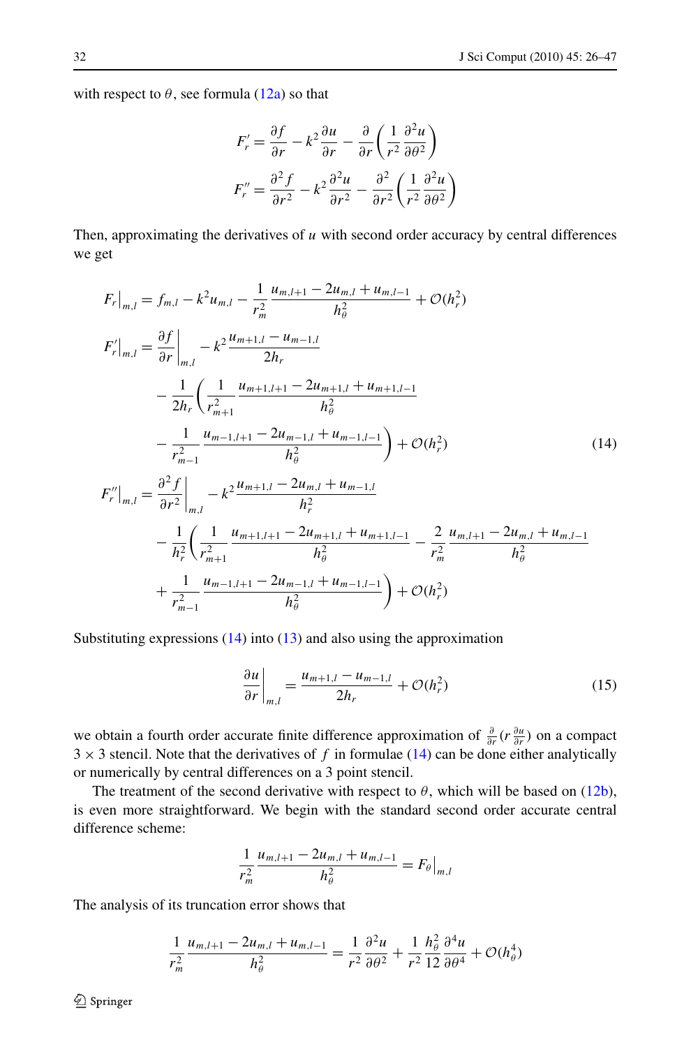with respect to $\theta$, see formula (12a) so that

$$F_r' = \frac{\partial f}{\partial r} - k^2 \frac{\partial u}{\partial r} - \frac{\partial}{\partial r}\left(\frac{1}{r^2}\frac{\partial^2 u}{\partial \theta^2}\right)$$

$$F_r'' = \frac{\partial^2 f}{\partial r^2} - k^2 \frac{\partial^2 u}{\partial r^2} - \frac{\partial^2}{\partial r^2}\left(\frac{1}{r^2}\frac{\partial^2 u}{\partial \theta^2}\right)$$

Then, approximating the derivatives of $u$ with second order accuracy by central differences we get

$$
\begin{aligned}
F_r\big|_{m,l} &= f_{m,l} - k^2 u_{m,l} - \frac{1}{r_m^2}\frac{u_{m,l+1} - 2u_{m,l} + u_{m,l-1}}{h_\theta^2} + \mathcal{O}(h_r^2) \\
F_r'\big|_{m,l} &= \frac{\partial f}{\partial r}\bigg|_{m,l} - k^2 \frac{u_{m+1,l} - u_{m-1,l}}{2h_r} \\
&\quad - \frac{1}{2h_r}\left(\frac{1}{r_{m+1}^2}\frac{u_{m+1,l+1} - 2u_{m+1,l} + u_{m+1,l-1}}{h_\theta^2}\right. \\
&\quad \left. - \frac{1}{r_{m-1}^2}\frac{u_{m-1,l+1} - 2u_{m-1,l} + u_{m-1,l-1}}{h_\theta^2}\right) + \mathcal{O}(h_r^2) \qquad (14) \\
F_r''\big|_{m,l} &= \frac{\partial^2 f}{\partial r^2}\bigg|_{m,l} - k^2 \frac{u_{m+1,l} - 2u_{m,l} + u_{m-1,l}}{h_r^2} \\
&\quad - \frac{1}{h_r^2}\left(\frac{1}{r_{m+1}^2}\frac{u_{m+1,l+1} - 2u_{m+1,l} + u_{m+1,l-1}}{h_\theta^2} - \frac{2}{r_m^2}\frac{u_{m,l+1} - 2u_{m,l} + u_{m,l-1}}{h_\theta^2}\right. \\
&\quad \left. + \frac{1}{r_{m-1}^2}\frac{u_{m-1,l+1} - 2u_{m-1,l} + u_{m-1,l-1}}{h_\theta^2}\right) + \mathcal{O}(h_r^2)
\end{aligned}
$$

Substituting expressions (14) into (13) and also using the approximation

$$\frac{\partial u}{\partial r}\bigg|_{m,l} = \frac{u_{m+1,l} - u_{m-1,l}}{2h_r} + \mathcal{O}(h_r^2) \qquad (15)$$

we obtain a fourth order accurate finite difference approximation of $\frac{\partial}{\partial r}(r\frac{\partial u}{\partial r})$ on a compact $3 \times 3$ stencil. Note that the derivatives of $f$ in formulae (14) can be done either analytically or numerically by central differences on a 3 point stencil.

The treatment of the second derivative with respect to $\theta$, which will be based on (12b), is even more straightforward. We begin with the standard second order accurate central difference scheme:

$$\frac{1}{r_m^2}\frac{u_{m,l+1} - 2u_{m,l} + u_{m,l-1}}{h_\theta^2} = F_\theta\big|_{m,l}$$

The analysis of its truncation error shows that

$$\frac{1}{r_m^2}\frac{u_{m,l+1} - 2u_{m,l} + u_{m,l-1}}{h_\theta^2} = \frac{1}{r^2}\frac{\partial^2 u}{\partial \theta^2} + \frac{1}{r^2}\frac{h_\theta^2}{12}\frac{\partial^4 u}{\partial \theta^4} + \mathcal{O}(h_\theta^4)$$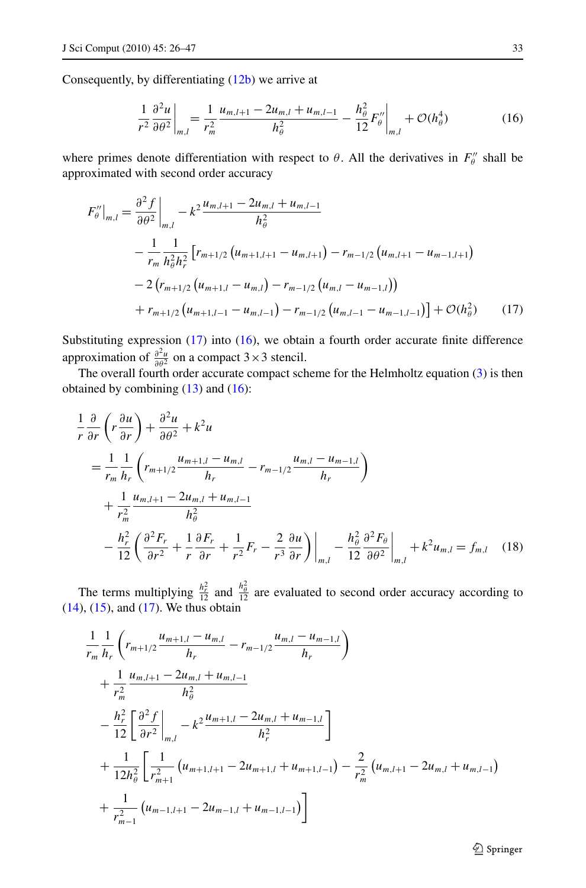Consequently, by differentiating (12b) we arrive at

$$\left.\frac{1}{r^2}\frac{\partial^2 u}{\partial \theta^2}\right|_{m,l} = \frac{1}{r_m^2}\frac{u_{m,l+1} - 2u_{m,l} + u_{m,l-1}}{h_\theta^2} - \frac{h_\theta^2}{12}\left.F_\theta''\right|_{m,l} + \mathcal{O}(h_\theta^4) \tag{16}$$

where primes denote differentiation with respect to $\theta$. All the derivatives in $F_\theta''$ shall be approximated with second order accuracy

$$\begin{aligned}
\left.F_\theta''\right|_{m,l} = {}& \left.\frac{\partial^2 f}{\partial \theta^2}\right|_{m,l} - k^2\frac{u_{m,l+1} - 2u_{m,l} + u_{m,l-1}}{h_\theta^2} \\
& - \frac{1}{r_m}\frac{1}{h_\theta^2 h_r^2}\big[r_{m+1/2}\left(u_{m+1,l+1} - u_{m,l+1}\right) - r_{m-1/2}\left(u_{m,l+1} - u_{m-1,l+1}\right) \\
& - 2\left(r_{m+1/2}\left(u_{m+1,l} - u_{m,l}\right) - r_{m-1/2}\left(u_{m,l} - u_{m-1,l}\right)\right) \\
& + r_{m+1/2}\left(u_{m+1,l-1} - u_{m,l-1}\right) - r_{m-1/2}\left(u_{m,l-1} - u_{m-1,l-1}\right)\big] + \mathcal{O}(h_\theta^2)
\end{aligned} \tag{17}$$

Substituting expression (17) into (16), we obtain a fourth order accurate finite difference approximation of $\frac{\partial^2 u}{\partial \theta^2}$ on a compact $3\times 3$ stencil.

The overall fourth order accurate compact scheme for the Helmholtz equation (3) is then obtained by combining (13) and (16):

$$\begin{aligned}
&\frac{1}{r}\frac{\partial}{\partial r}\left(r\frac{\partial u}{\partial r}\right) + \frac{\partial^2 u}{\partial \theta^2} + k^2 u \\
&\quad = \frac{1}{r_m}\frac{1}{h_r}\left(r_{m+1/2}\frac{u_{m+1,l} - u_{m,l}}{h_r} - r_{m-1/2}\frac{u_{m,l} - u_{m-1,l}}{h_r}\right) \\
&\qquad + \frac{1}{r_m^2}\frac{u_{m,l+1} - 2u_{m,l} + u_{m,l-1}}{h_\theta^2} \\
&\qquad - \frac{h_r^2}{12}\left.\left(\frac{\partial^2 F_r}{\partial r^2} + \frac{1}{r}\frac{\partial F_r}{\partial r} + \frac{1}{r^2}F_r - \frac{2}{r^3}\frac{\partial u}{\partial r}\right)\right|_{m,l} - \frac{h_\theta^2}{12}\left.\frac{\partial^2 F_\theta}{\partial \theta^2}\right|_{m,l} + k^2 u_{m,l} = f_{m,l}
\end{aligned} \tag{18}$$

The terms multiplying $\frac{h_r^2}{12}$ and $\frac{h_\theta^2}{12}$ are evaluated to second order accuracy according to (14), (15), and (17). We thus obtain

$$\begin{aligned}
&\frac{1}{r_m}\frac{1}{h_r}\left(r_{m+1/2}\frac{u_{m+1,l} - u_{m,l}}{h_r} - r_{m-1/2}\frac{u_{m,l} - u_{m-1,l}}{h_r}\right) \\
&\quad + \frac{1}{r_m^2}\frac{u_{m,l+1} - 2u_{m,l} + u_{m,l-1}}{h_\theta^2} \\
&\quad - \frac{h_r^2}{12}\left[\left.\frac{\partial^2 f}{\partial r^2}\right|_{m,l} - k^2\frac{u_{m+1,l} - 2u_{m,l} + u_{m-1,l}}{h_r^2}\right] \\
&\quad + \frac{1}{12h_\theta^2}\left[\frac{1}{r_{m+1}^2}\left(u_{m+1,l+1} - 2u_{m+1,l} + u_{m+1,l-1}\right) - \frac{2}{r_m^2}\left(u_{m,l+1} - 2u_{m,l} + u_{m,l-1}\right)\right. \\
&\quad \left. + \frac{1}{r_{m-1}^2}\left(u_{m-1,l+1} - 2u_{m-1,l} + u_{m-1,l-1}\right)\right]
\end{aligned}$$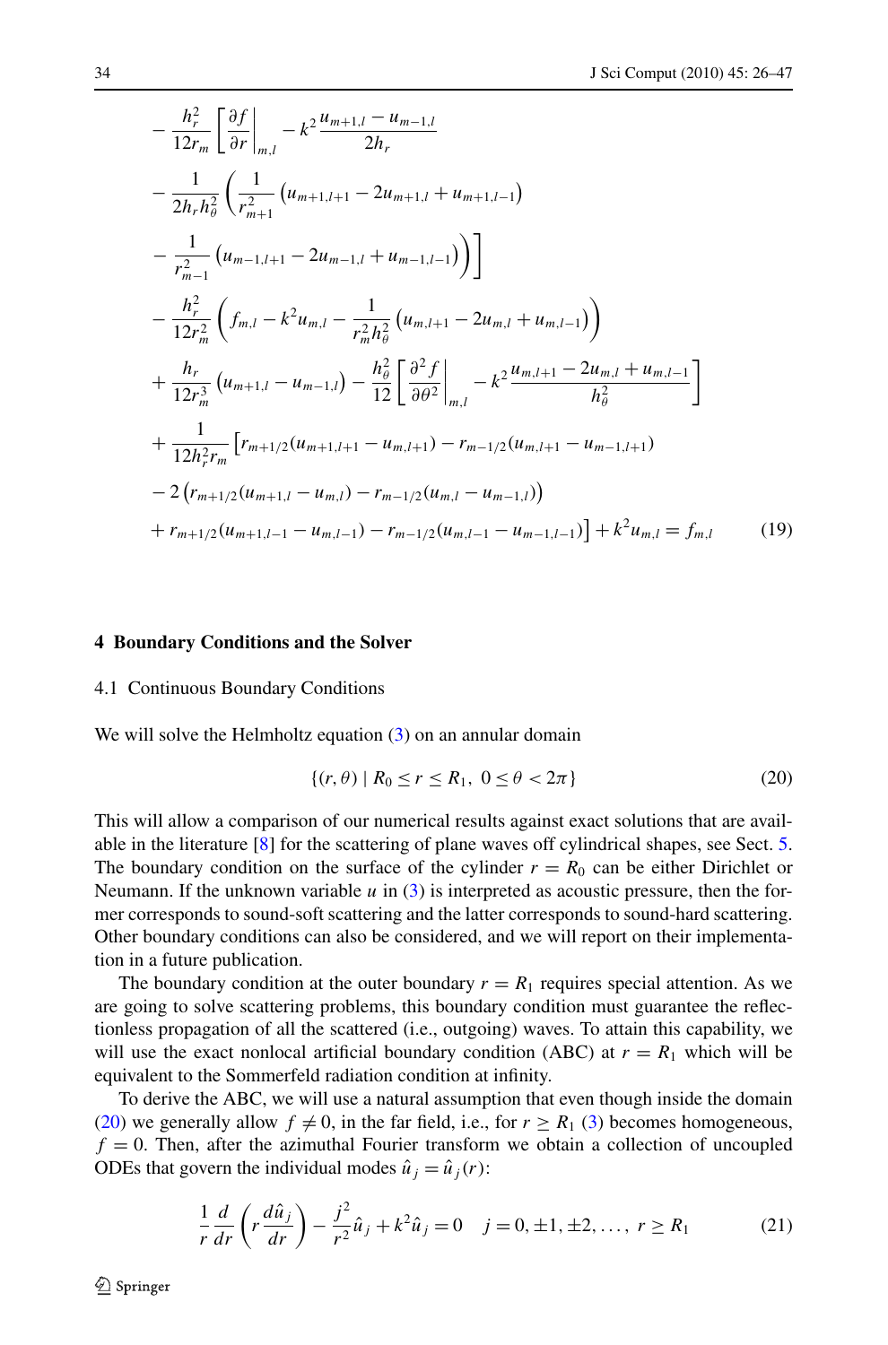$$
\begin{aligned}
&- \frac{h_r^2}{12 r_m} \left[ \left. \frac{\partial f}{\partial r} \right|_{m,l} - k^2 \frac{u_{m+1,l} - u_{m-1,l}}{2h_r} \right. \\
&- \frac{1}{2h_r h_\theta^2} \left( \frac{1}{r_{m+1}^2} \left( u_{m+1,l+1} - 2u_{m+1,l} + u_{m+1,l-1} \right) \right. \\
&\left. \left. - \frac{1}{r_{m-1}^2} \left( u_{m-1,l+1} - 2u_{m-1,l} + u_{m-1,l-1} \right) \right) \right] \\
&- \frac{h_r^2}{12 r_m^2} \left( f_{m,l} - k^2 u_{m,l} - \frac{1}{r_m^2 h_\theta^2} \left( u_{m,l+1} - 2u_{m,l} + u_{m,l-1} \right) \right) \\
&+ \frac{h_r}{12 r_m^3} \left( u_{m+1,l} - u_{m-1,l} \right) - \frac{h_\theta^2}{12} \left[ \left. \frac{\partial^2 f}{\partial \theta^2} \right|_{m,l} - k^2 \frac{u_{m,l+1} - 2u_{m,l} + u_{m,l-1}}{h_\theta^2} \right] \\
&+ \frac{1}{12 h_r^2 r_m} \left[ r_{m+1/2}(u_{m+1,l+1} - u_{m,l+1}) - r_{m-1/2}(u_{m,l+1} - u_{m-1,l+1}) \right. \\
&- 2 \left( r_{m+1/2}(u_{m+1,l} - u_{m,l}) - r_{m-1/2}(u_{m,l} - u_{m-1,l}) \right) \\
&\left. + r_{m+1/2}(u_{m+1,l-1} - u_{m,l-1}) - r_{m-1/2}(u_{m,l-1} - u_{m-1,l-1}) \right] + k^2 u_{m,l} = f_{m,l} \qquad (19)
\end{aligned}
$$

## 4 Boundary Conditions and the Solver

### 4.1 Continuous Boundary Conditions

We will solve the Helmholtz equation (3) on an annular domain

$$
\{(r, \theta) \mid R_0 \le r \le R_1,\ 0 \le \theta < 2\pi\} \qquad (20)
$$

This will allow a comparison of our numerical results against exact solutions that are available in the literature [8] for the scattering of plane waves off cylindrical shapes, see Sect. 5. The boundary condition on the surface of the cylinder $r = R_0$ can be either Dirichlet or Neumann. If the unknown variable $u$ in (3) is interpreted as acoustic pressure, then the former corresponds to sound-soft scattering and the latter corresponds to sound-hard scattering. Other boundary conditions can also be considered, and we will report on their implementation in a future publication.

The boundary condition at the outer boundary $r = R_1$ requires special attention. As we are going to solve scattering problems, this boundary condition must guarantee the reflectionless propagation of all the scattered (i.e., outgoing) waves. To attain this capability, we will use the exact nonlocal artificial boundary condition (ABC) at $r = R_1$ which will be equivalent to the Sommerfeld radiation condition at infinity.

To derive the ABC, we will use a natural assumption that even though inside the domain (20) we generally allow $f \ne 0$, in the far field, i.e., for $r \ge R_1$ (3) becomes homogeneous, $f = 0$. Then, after the azimuthal Fourier transform we obtain a collection of uncoupled ODEs that govern the individual modes $\hat{u}_j = \hat{u}_j(r)$:

$$
\frac{1}{r} \frac{d}{dr} \left( r \frac{d\hat{u}_j}{dr} \right) - \frac{j^2}{r^2} \hat{u}_j + k^2 \hat{u}_j = 0 \quad j = 0, \pm 1, \pm 2, \dots,\ r \ge R_1 \qquad (21)
$$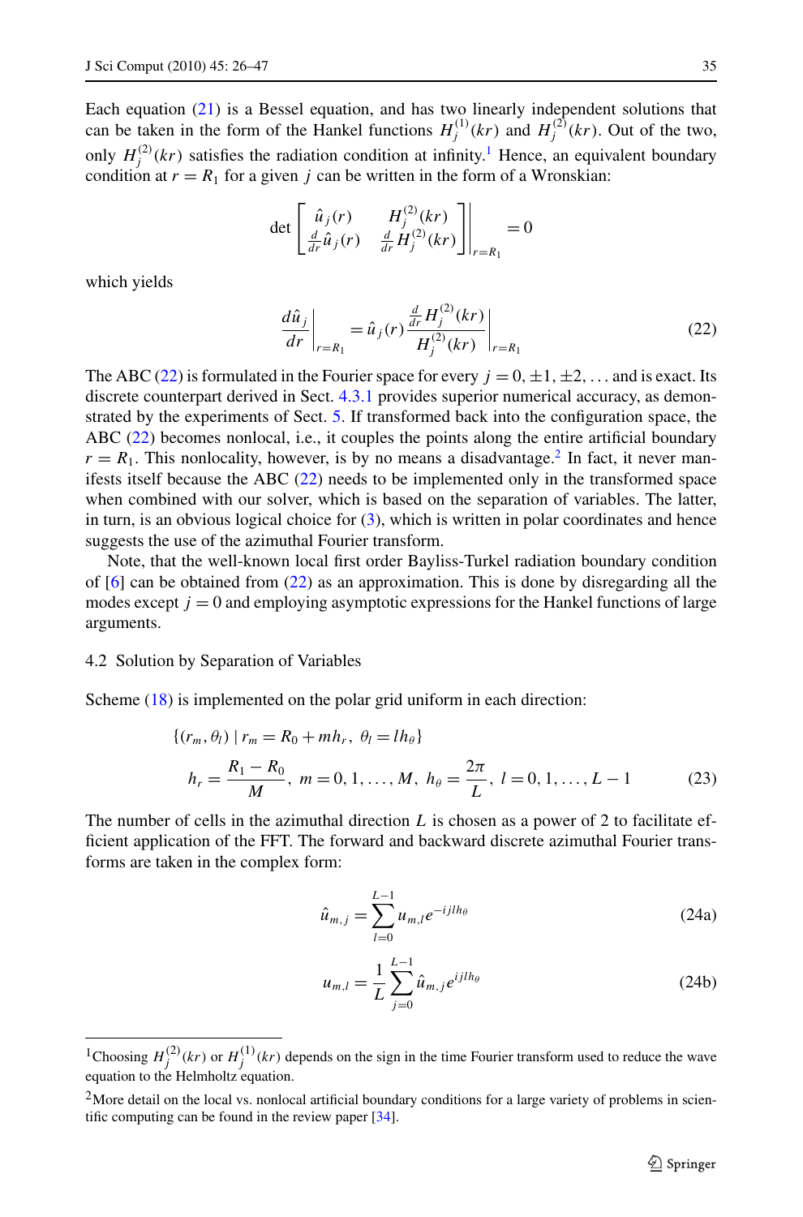Each equation (21) is a Bessel equation, and has two linearly independent solutions that can be taken in the form of the Hankel functions $H_j^{(1)}(kr)$ and $H_j^{(2)}(kr)$. Out of the two, only $H_j^{(2)}(kr)$ satisfies the radiation condition at infinity.[1] Hence, an equivalent boundary condition at $r = R_1$ for a given $j$ can be written in the form of a Wronskian:

$$\det \begin{bmatrix} \hat{u}_j(r) & H_j^{(2)}(kr) \\ \frac{d}{dr}\hat{u}_j(r) & \frac{d}{dr}H_j^{(2)}(kr) \end{bmatrix} \Bigg|_{r=R_1} = 0$$

which yields

$$\left. \frac{d\hat{u}_j}{dr} \right|_{r=R_1} = \hat{u}_j(r) \left. \frac{\frac{d}{dr}H_j^{(2)}(kr)}{H_j^{(2)}(kr)} \right|_{r=R_1} \tag{22}$$

The ABC (22) is formulated in the Fourier space for every $j = 0, \pm 1, \pm 2, \ldots$ and is exact. Its discrete counterpart derived in Sect. 4.3.1 provides superior numerical accuracy, as demonstrated by the experiments of Sect. 5. If transformed back into the configuration space, the ABC (22) becomes nonlocal, i.e., it couples the points along the entire artificial boundary $r = R_1$. This nonlocality, however, is by no means a disadvantage.[2] In fact, it never manifests itself because the ABC (22) needs to be implemented only in the transformed space when combined with our solver, which is based on the separation of variables. The latter, in turn, is an obvious logical choice for (3), which is written in polar coordinates and hence suggests the use of the azimuthal Fourier transform.

Note, that the well-known local first order Bayliss-Turkel radiation boundary condition of [6] can be obtained from (22) as an approximation. This is done by disregarding all the modes except $j = 0$ and employing asymptotic expressions for the Hankel functions of large arguments.

### 4.2 Solution by Separation of Variables

Scheme (18) is implemented on the polar grid uniform in each direction:

$$\begin{aligned} &\{(r_m, \theta_l) \mid r_m = R_0 + m h_r,\ \theta_l = l h_\theta\} \\ &h_r = \frac{R_1 - R_0}{M},\ m = 0, 1, \ldots, M,\ h_\theta = \frac{2\pi}{L},\ l = 0, 1, \ldots, L-1 \end{aligned} \tag{23}$$

The number of cells in the azimuthal direction $L$ is chosen as a power of 2 to facilitate efficient application of the FFT. The forward and backward discrete azimuthal Fourier transforms are taken in the complex form:

$$\hat{u}_{m,j} = \sum_{l=0}^{L-1} u_{m,l} e^{-ijlh_\theta} \tag{24a}$$

$$u_{m,l} = \frac{1}{L} \sum_{j=0}^{L-1} \hat{u}_{m,j} e^{ijlh_\theta} \tag{24b}$$

[1] Choosing $H_j^{(2)}(kr)$ or $H_j^{(1)}(kr)$ depends on the sign in the time Fourier transform used to reduce the wave equation to the Helmholtz equation.

[2] More detail on the local vs. nonlocal artificial boundary conditions for a large variety of problems in scientific computing can be found in the review paper [34].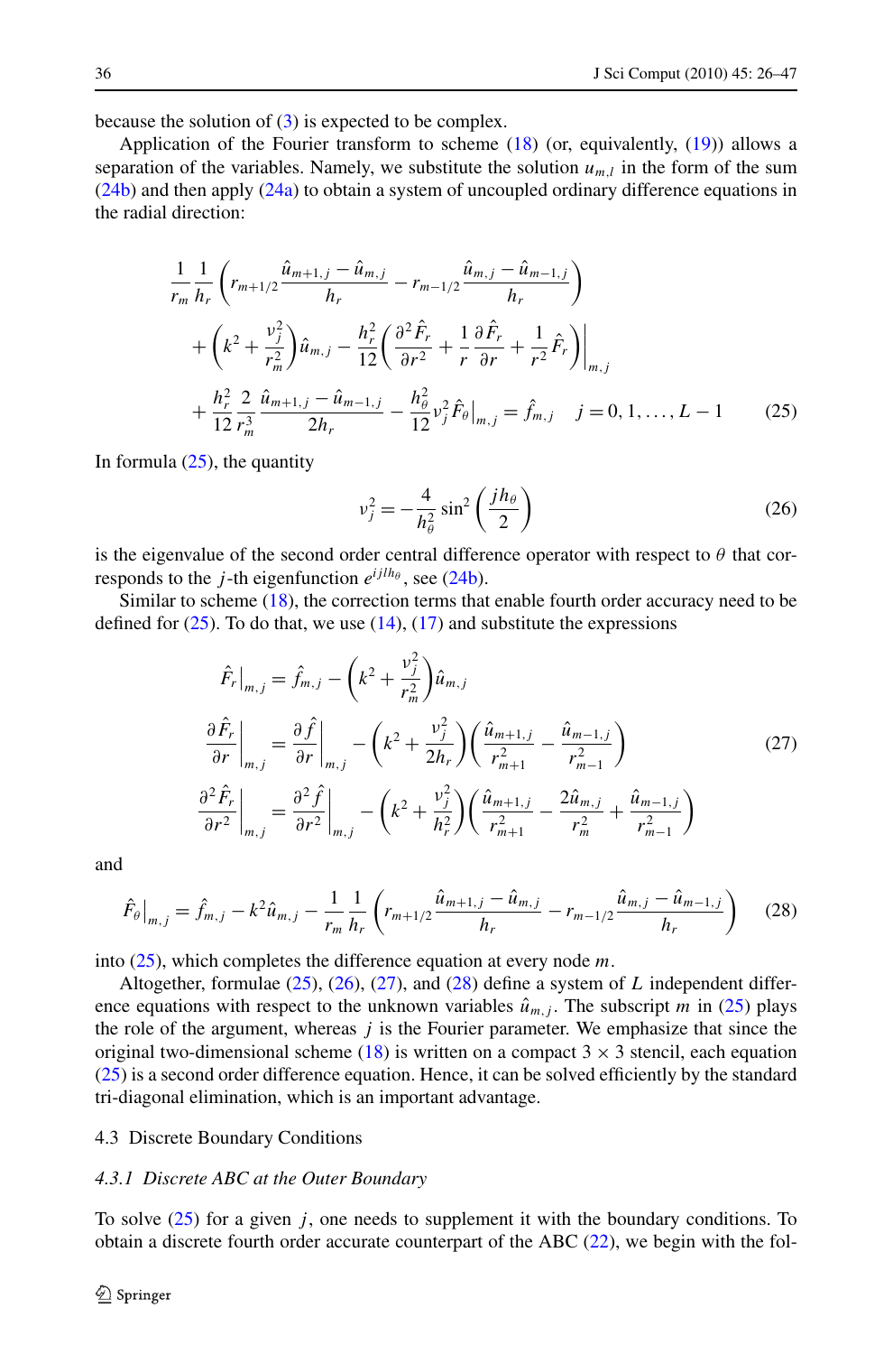because the solution of (3) is expected to be complex.

Application of the Fourier transform to scheme (18) (or, equivalently, (19)) allows a separation of the variables. Namely, we substitute the solution $u_{m,l}$ in the form of the sum (24b) and then apply (24a) to obtain a system of uncoupled ordinary difference equations in the radial direction:

$$
\begin{aligned}
&\frac{1}{r_m}\frac{1}{h_r}\left(r_{m+1/2}\frac{\hat{u}_{m+1,j}-\hat{u}_{m,j}}{h_r} - r_{m-1/2}\frac{\hat{u}_{m,j}-\hat{u}_{m-1,j}}{h_r}\right) \\
&\quad + \left(k^2 + \frac{\nu_j^2}{r_m^2}\right)\hat{u}_{m,j} - \frac{h_r^2}{12}\left(\frac{\partial^2 \hat{F}_r}{\partial r^2} + \frac{1}{r}\frac{\partial \hat{F}_r}{\partial r} + \frac{1}{r^2}\hat{F}_r\right)\bigg|_{m,j} \\
&\quad + \frac{h_r^2}{12}\frac{2}{r_m^3}\frac{\hat{u}_{m+1,j}-\hat{u}_{m-1,j}}{2h_r} - \frac{h_\theta^2}{12}\nu_j^2 \hat{F}_\theta\big|_{m,j} = \hat{f}_{m,j} \quad j = 0, 1, \ldots, L-1
\end{aligned}
\tag{25}
$$

In formula (25), the quantity

$$
\nu_j^2 = -\frac{4}{h_\theta^2}\sin^2\left(\frac{j h_\theta}{2}\right) \tag{26}
$$

is the eigenvalue of the second order central difference operator with respect to $\theta$ that corresponds to the $j$-th eigenfunction $e^{ijlh_\theta}$, see (24b).

Similar to scheme (18), the correction terms that enable fourth order accuracy need to be defined for (25). To do that, we use (14), (17) and substitute the expressions

$$
\begin{aligned}
\hat{F}_r\big|_{m,j} &= \hat{f}_{m,j} - \left(k^2 + \frac{\nu_j^2}{r_m^2}\right)\hat{u}_{m,j} \\
\frac{\partial \hat{F}_r}{\partial r}\bigg|_{m,j} &= \frac{\partial \hat{f}}{\partial r}\bigg|_{m,j} - \left(k^2 + \frac{\nu_j^2}{2h_r}\right)\left(\frac{\hat{u}_{m+1,j}}{r_{m+1}^2} - \frac{\hat{u}_{m-1,j}}{r_{m-1}^2}\right) \\
\frac{\partial^2 \hat{F}_r}{\partial r^2}\bigg|_{m,j} &= \frac{\partial^2 \hat{f}}{\partial r^2}\bigg|_{m,j} - \left(k^2 + \frac{\nu_j^2}{h_r^2}\right)\left(\frac{\hat{u}_{m+1,j}}{r_{m+1}^2} - \frac{2\hat{u}_{m,j}}{r_m^2} + \frac{\hat{u}_{m-1,j}}{r_{m-1}^2}\right)
\end{aligned}
\tag{27}
$$

and

$$
\hat{F}_\theta\big|_{m,j} = \hat{f}_{m,j} - k^2\hat{u}_{m,j} - \frac{1}{r_m}\frac{1}{h_r}\left(r_{m+1/2}\frac{\hat{u}_{m+1,j}-\hat{u}_{m,j}}{h_r} - r_{m-1/2}\frac{\hat{u}_{m,j}-\hat{u}_{m-1,j}}{h_r}\right) \tag{28}
$$

into (25), which completes the difference equation at every node $m$.

Altogether, formulae (25), (26), (27), and (28) define a system of $L$ independent difference equations with respect to the unknown variables $\hat{u}_{m,j}$. The subscript $m$ in (25) plays the role of the argument, whereas $j$ is the Fourier parameter. We emphasize that since the original two-dimensional scheme (18) is written on a compact $3 \times 3$ stencil, each equation (25) is a second order difference equation. Hence, it can be solved efficiently by the standard tri-diagonal elimination, which is an important advantage.

### 4.3 Discrete Boundary Conditions

#### *4.3.1 Discrete ABC at the Outer Boundary*

To solve (25) for a given $j$, one needs to supplement it with the boundary conditions. To obtain a discrete fourth order accurate counterpart of the ABC (22), we begin with the fol-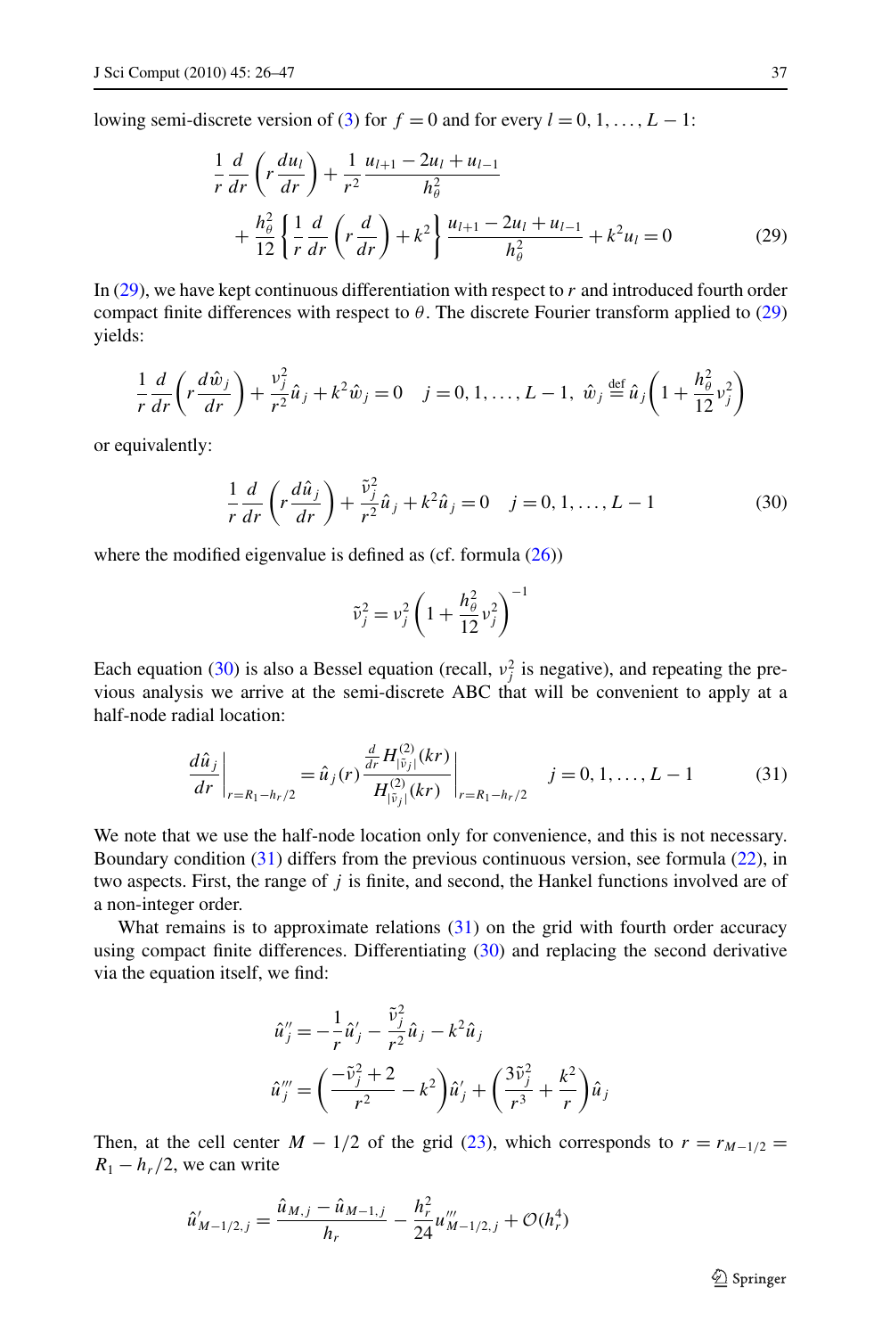lowing semi-discrete version of (3) for $f = 0$ and for every $l = 0, 1, \dots, L-1$:

$$
\begin{aligned}
&\frac{1}{r}\frac{d}{dr}\left(r\frac{du_l}{dr}\right) + \frac{1}{r^2}\frac{u_{l+1} - 2u_l + u_{l-1}}{h_\theta^2} \\
&\quad + \frac{h_\theta^2}{12}\left\{\frac{1}{r}\frac{d}{dr}\left(r\frac{d}{dr}\right) + k^2\right\}\frac{u_{l+1} - 2u_l + u_{l-1}}{h_\theta^2} + k^2 u_l = 0
\end{aligned}
\tag{29}
$$

In (29), we have kept continuous differentiation with respect to $r$ and introduced fourth order compact finite differences with respect to $\theta$. The discrete Fourier transform applied to (29) yields:

$$
\frac{1}{r}\frac{d}{dr}\left(r\frac{d\hat{w}_j}{dr}\right) + \frac{\nu_j^2}{r^2}\hat{u}_j + k^2\hat{w}_j = 0 \quad j = 0, 1, \dots, L-1, \ \hat{w}_j \stackrel{\text{def}}{=} \hat{u}_j\left(1 + \frac{h_\theta^2}{12}\nu_j^2\right)
$$

or equivalently:

$$
\frac{1}{r}\frac{d}{dr}\left(r\frac{d\hat{u}_j}{dr}\right) + \frac{\tilde{\nu}_j^2}{r^2}\hat{u}_j + k^2\hat{u}_j = 0 \quad j = 0, 1, \dots, L-1 \tag{30}
$$

where the modified eigenvalue is defined as (cf. formula (26))

$$
\tilde{\nu}_j^2 = \nu_j^2\left(1 + \frac{h_\theta^2}{12}\nu_j^2\right)^{-1}
$$

Each equation (30) is also a Bessel equation (recall, $\nu_j^2$ is negative), and repeating the previous analysis we arrive at the semi-discrete ABC that will be convenient to apply at a half-node radial location:

$$
\left.\frac{d\hat{u}_j}{dr}\right|_{r = R_1 - h_r/2} = \hat{u}_j(r)\left.\frac{\frac{d}{dr}H^{(2)}_{|\tilde{\nu}_j|}(kr)}{H^{(2)}_{|\tilde{\nu}_j|}(kr)}\right|_{r = R_1 - h_r/2} \quad j = 0, 1, \dots, L-1 \tag{31}
$$

We note that we use the half-node location only for convenience, and this is not necessary. Boundary condition (31) differs from the previous continuous version, see formula (22), in two aspects. First, the range of $j$ is finite, and second, the Hankel functions involved are of a non-integer order.

What remains is to approximate relations (31) on the grid with fourth order accuracy using compact finite differences. Differentiating (30) and replacing the second derivative via the equation itself, we find:

$$
\hat{u}_j'' = -\frac{1}{r}\hat{u}_j' - \frac{\tilde{\nu}_j^2}{r^2}\hat{u}_j - k^2\hat{u}_j
$$

$$
\hat{u}_j''' = \left(\frac{-\tilde{\nu}_j^2 + 2}{r^2} - k^2\right)\hat{u}_j' + \left(\frac{3\tilde{\nu}_j^2}{r^3} + \frac{k^2}{r}\right)\hat{u}_j
$$

Then, at the cell center $M - 1/2$ of the grid (23), which corresponds to $r = r_{M-1/2} = R_1 - h_r/2$, we can write

$$
\hat{u}'_{M-1/2,j} = \frac{\hat{u}_{M,j} - \hat{u}_{M-1,j}}{h_r} - \frac{h_r^2}{24}u'''_{M-1/2,j} + \mathcal{O}(h_r^4)
$$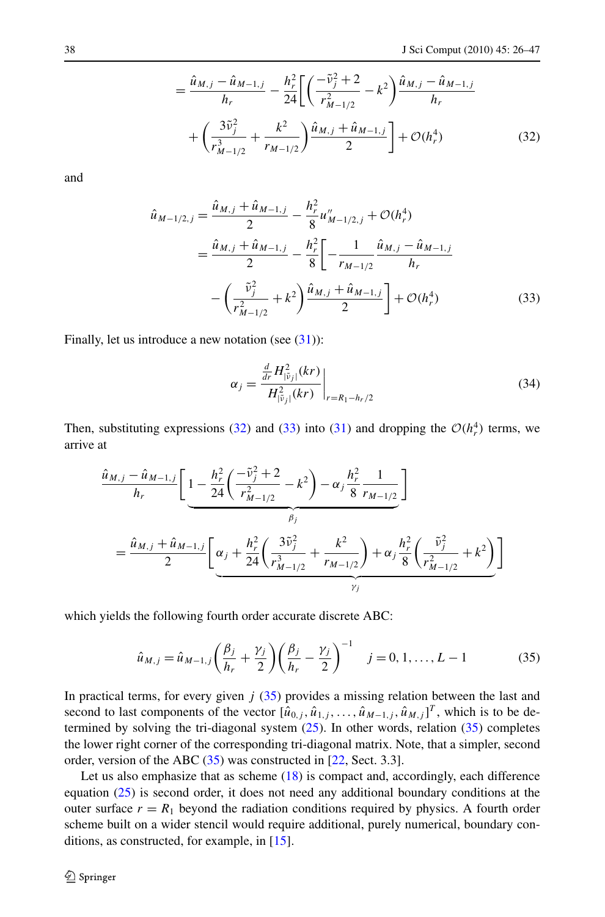$$= \frac{\hat{u}_{M,j} - \hat{u}_{M-1,j}}{h_r} - \frac{h_r^2}{24}\left[\left(\frac{-\tilde{\nu}_j^2 + 2}{r_{M-1/2}^2} - k^2\right)\frac{\hat{u}_{M,j} - \hat{u}_{M-1,j}}{h_r} + \left(\frac{3\tilde{\nu}_j^2}{r_{M-1/2}^3} + \frac{k^2}{r_{M-1/2}}\right)\frac{\hat{u}_{M,j} + \hat{u}_{M-1,j}}{2}\right] + \mathcal{O}(h_r^4) \tag{32}$$

and

$$\begin{aligned}
\hat{u}_{M-1/2,j} &= \frac{\hat{u}_{M,j} + \hat{u}_{M-1,j}}{2} - \frac{h_r^2}{8} u''_{M-1/2,j} + \mathcal{O}(h_r^4) \\
&= \frac{\hat{u}_{M,j} + \hat{u}_{M-1,j}}{2} - \frac{h_r^2}{8}\left[-\frac{1}{r_{M-1/2}}\frac{\hat{u}_{M,j} - \hat{u}_{M-1,j}}{h_r} - \left(\frac{\tilde{\nu}_j^2}{r_{M-1/2}^2} + k^2\right)\frac{\hat{u}_{M,j} + \hat{u}_{M-1,j}}{2}\right] + \mathcal{O}(h_r^4)
\end{aligned} \tag{33}$$

Finally, let us introduce a new notation (see (31)):

$$\alpha_j = \left.\frac{\frac{d}{dr} H^2_{|\tilde{\nu}_j|}(kr)}{H^2_{|\tilde{\nu}_j|}(kr)}\right|_{r=R_1 - h_r/2} \tag{34}$$

Then, substituting expressions (32) and (33) into (31) and dropping the $\mathcal{O}(h_r^4)$ terms, we arrive at

$$\frac{\hat{u}_{M,j} - \hat{u}_{M-1,j}}{h_r}\underbrace{\left[1 - \frac{h_r^2}{24}\left(\frac{-\tilde{\nu}_j^2 + 2}{r_{M-1/2}^2} - k^2\right) - \alpha_j \frac{h_r^2}{8}\frac{1}{r_{M-1/2}}\right]}_{\beta_j}$$

$$= \frac{\hat{u}_{M,j} + \hat{u}_{M-1,j}}{2}\underbrace{\left[\alpha_j + \frac{h_r^2}{24}\left(\frac{3\tilde{\nu}_j^2}{r_{M-1/2}^3} + \frac{k^2}{r_{M-1/2}}\right) + \alpha_j \frac{h_r^2}{8}\left(\frac{\tilde{\nu}_j^2}{r_{M-1/2}^2} + k^2\right)\right]}_{\gamma_j}$$

which yields the following fourth order accurate discrete ABC:

$$\hat{u}_{M,j} = \hat{u}_{M-1,j}\left(\frac{\beta_j}{h_r} + \frac{\gamma_j}{2}\right)\left(\frac{\beta_j}{h_r} - \frac{\gamma_j}{2}\right)^{-1} \quad j = 0, 1, \ldots, L-1 \tag{35}$$

In practical terms, for every given $j$ (35) provides a missing relation between the last and second to last components of the vector $[\hat{u}_{0,j}, \hat{u}_{1,j}, \ldots, \hat{u}_{M-1,j}, \hat{u}_{M,j}]^T$, which is to be determined by solving the tri-diagonal system (25). In other words, relation (35) completes the lower right corner of the corresponding tri-diagonal matrix. Note, that a simpler, second order, version of the ABC (35) was constructed in [22, Sect. 3.3].

Let us also emphasize that as scheme (18) is compact and, accordingly, each difference equation (25) is second order, it does not need any additional boundary conditions at the outer surface $r = R_1$ beyond the radiation conditions required by physics. A fourth order scheme built on a wider stencil would require additional, purely numerical, boundary conditions, as constructed, for example, in [15].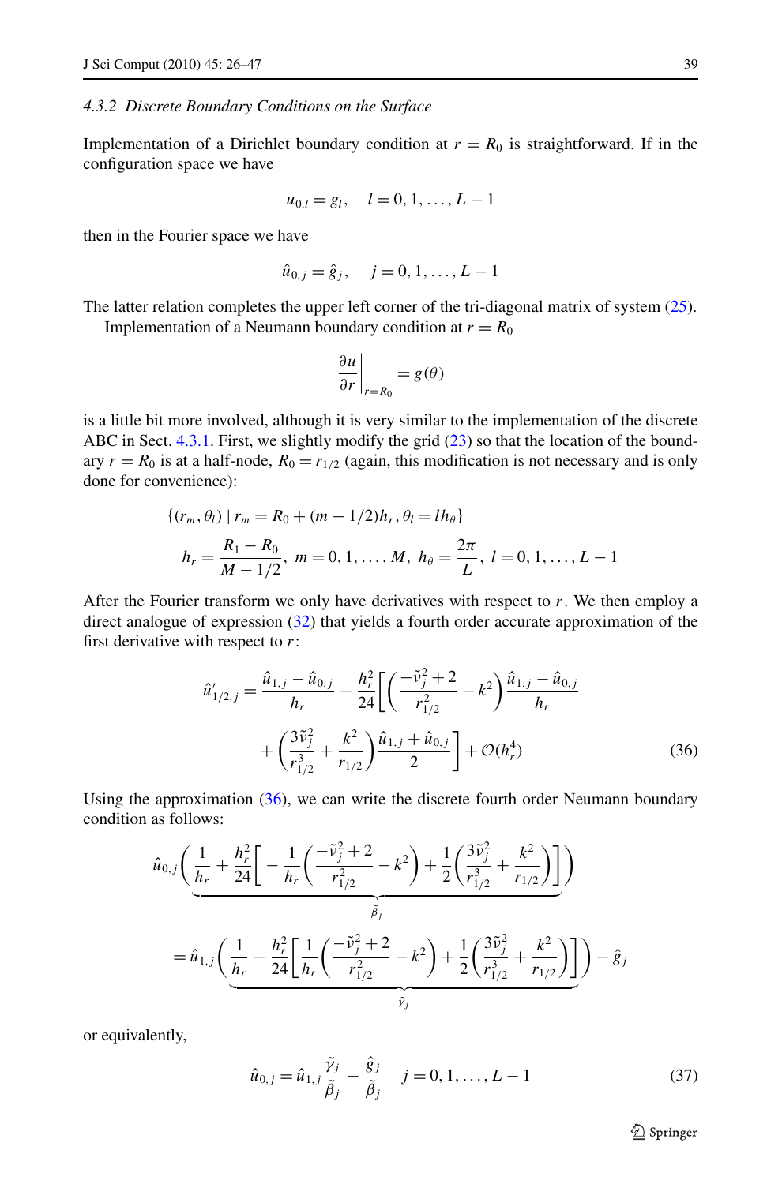#### 4.3.2 Discrete Boundary Conditions on the Surface

Implementation of a Dirichlet boundary condition at $r = R_0$ is straightforward. If in the configuration space we have

$$u_{0,l} = g_l, \quad l = 0, 1, \ldots, L-1$$

then in the Fourier space we have

$$\hat{u}_{0,j} = \hat{g}_j, \quad j = 0, 1, \ldots, L-1$$

The latter relation completes the upper left corner of the tri-diagonal matrix of system (25).

Implementation of a Neumann boundary condition at $r = R_0$

$$\left.\frac{\partial u}{\partial r}\right|_{r=R_0} = g(\theta)$$

is a little bit more involved, although it is very similar to the implementation of the discrete ABC in Sect. 4.3.1. First, we slightly modify the grid (23) so that the location of the boundary $r = R_0$ is at a half-node, $R_0 = r_{1/2}$ (again, this modification is not necessary and is only done for convenience):

$$\{(r_m, \theta_l) \mid r_m = R_0 + (m - 1/2)h_r, \theta_l = l h_\theta\}$$

$$h_r = \frac{R_1 - R_0}{M - 1/2}, \; m = 0, 1, \ldots, M, \; h_\theta = \frac{2\pi}{L}, \; l = 0, 1, \ldots, L-1$$

After the Fourier transform we only have derivatives with respect to $r$. We then employ a direct analogue of expression (32) that yields a fourth order accurate approximation of the first derivative with respect to $r$:

$$\hat{u}'_{1/2,j} = \frac{\hat{u}_{1,j} - \hat{u}_{0,j}}{h_r} - \frac{h_r^2}{24}\left[\left(\frac{-\tilde{\nu}_j^2 + 2}{r_{1/2}^2} - k^2\right)\frac{\hat{u}_{1,j} - \hat{u}_{0,j}}{h_r} + \left(\frac{3\tilde{\nu}_j^2}{r_{1/2}^3} + \frac{k^2}{r_{1/2}}\right)\frac{\hat{u}_{1,j} + \hat{u}_{0,j}}{2}\right] + \mathcal{O}(h_r^4) \tag{36}$$

Using the approximation (36), we can write the discrete fourth order Neumann boundary condition as follows:

$$\hat{u}_{0,j}\underbrace{\left(\frac{1}{h_r} + \frac{h_r^2}{24}\left[-\frac{1}{h_r}\left(\frac{-\tilde{\nu}_j^2 + 2}{r_{1/2}^2} - k^2\right) + \frac{1}{2}\left(\frac{3\tilde{\nu}_j^2}{r_{1/2}^3} + \frac{k^2}{r_{1/2}}\right)\right]\right)}_{\tilde{\beta}_j}$$

$$= \hat{u}_{1,j}\underbrace{\left(\frac{1}{h_r} - \frac{h_r^2}{24}\left[\frac{1}{h_r}\left(\frac{-\tilde{\nu}_j^2 + 2}{r_{1/2}^2} - k^2\right) + \frac{1}{2}\left(\frac{3\tilde{\nu}_j^2}{r_{1/2}^3} + \frac{k^2}{r_{1/2}}\right)\right]\right)}_{\tilde{\gamma}_j} - \hat{g}_j$$

or equivalently,

$$\hat{u}_{0,j} = \hat{u}_{1,j}\frac{\tilde{\gamma}_j}{\tilde{\beta}_j} - \frac{\hat{g}_j}{\tilde{\beta}_j} \quad j = 0, 1, \ldots, L-1 \tag{37}$$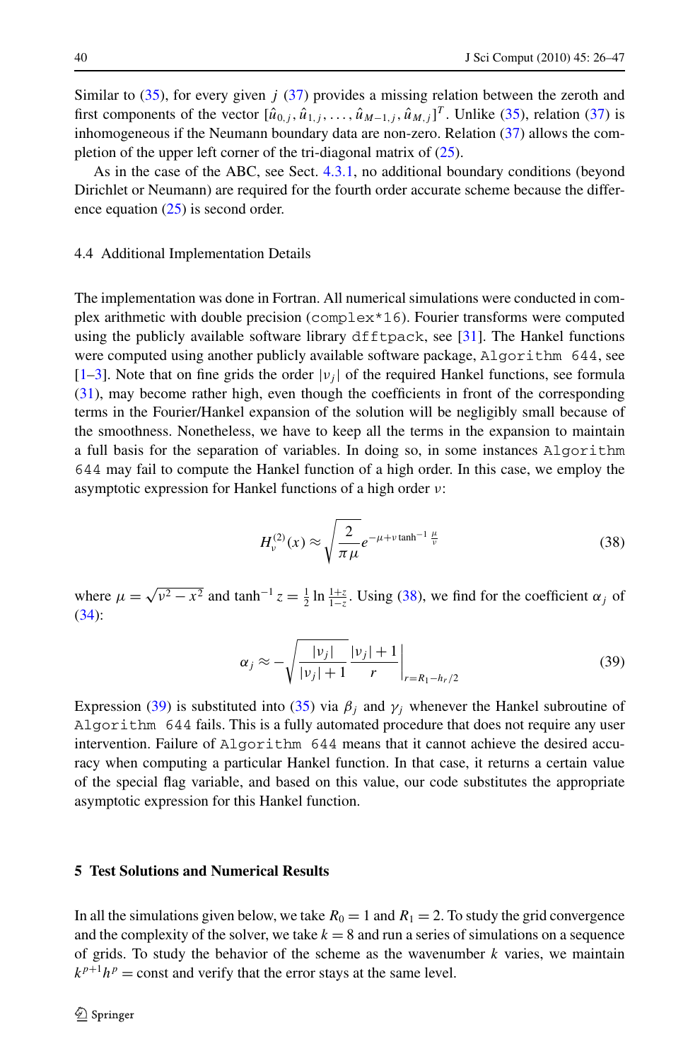Similar to (35), for every given $j$ (37) provides a missing relation between the zeroth and first components of the vector $[\hat{u}_{0,j}, \hat{u}_{1,j}, \ldots, \hat{u}_{M-1,j}, \hat{u}_{M,j}]^T$. Unlike (35), relation (37) is inhomogeneous if the Neumann boundary data are non-zero. Relation (37) allows the completion of the upper left corner of the tri-diagonal matrix of (25).

As in the case of the ABC, see Sect. 4.3.1, no additional boundary conditions (beyond Dirichlet or Neumann) are required for the fourth order accurate scheme because the difference equation (25) is second order.

### 4.4 Additional Implementation Details

The implementation was done in Fortran. All numerical simulations were conducted in complex arithmetic with double precision (`complex*16`). Fourier transforms were computed using the publicly available software library `dfftpack`, see [31]. The Hankel functions were computed using another publicly available software package, `Algorithm 644`, see [1–3]. Note that on fine grids the order $|\nu_j|$ of the required Hankel functions, see formula (31), may become rather high, even though the coefficients in front of the corresponding terms in the Fourier/Hankel expansion of the solution will be negligibly small because of the smoothness. Nonetheless, we have to keep all the terms in the expansion to maintain a full basis for the separation of variables. In doing so, in some instances `Algorithm 644` may fail to compute the Hankel function of a high order. In this case, we employ the asymptotic expression for Hankel functions of a high order $\nu$:

$$H_\nu^{(2)}(x) \approx \sqrt{\frac{2}{\pi\mu}} e^{-\mu + \nu \tanh^{-1} \frac{\mu}{\nu}} \tag{38}$$

where $\mu = \sqrt{\nu^2 - x^2}$ and $\tanh^{-1} z = \frac{1}{2} \ln \frac{1+z}{1-z}$. Using (38), we find for the coefficient $\alpha_j$ of (34):

$$\alpha_j \approx -\sqrt{\frac{|\nu_j|}{|\nu_j|+1}} \frac{|\nu_j|+1}{r}\bigg|_{r=R_1-h_r/2} \tag{39}$$

Expression (39) is substituted into (35) via $\beta_j$ and $\gamma_j$ whenever the Hankel subroutine of `Algorithm 644` fails. This is a fully automated procedure that does not require any user intervention. Failure of `Algorithm 644` means that it cannot achieve the desired accuracy when computing a particular Hankel function. In that case, it returns a certain value of the special flag variable, and based on this value, our code substitutes the appropriate asymptotic expression for this Hankel function.

## 5 Test Solutions and Numerical Results

In all the simulations given below, we take $R_0 = 1$ and $R_1 = 2$. To study the grid convergence and the complexity of the solver, we take $k = 8$ and run a series of simulations on a sequence of grids. To study the behavior of the scheme as the wavenumber $k$ varies, we maintain $k^{p+1}h^p = \text{const}$ and verify that the error stays at the same level.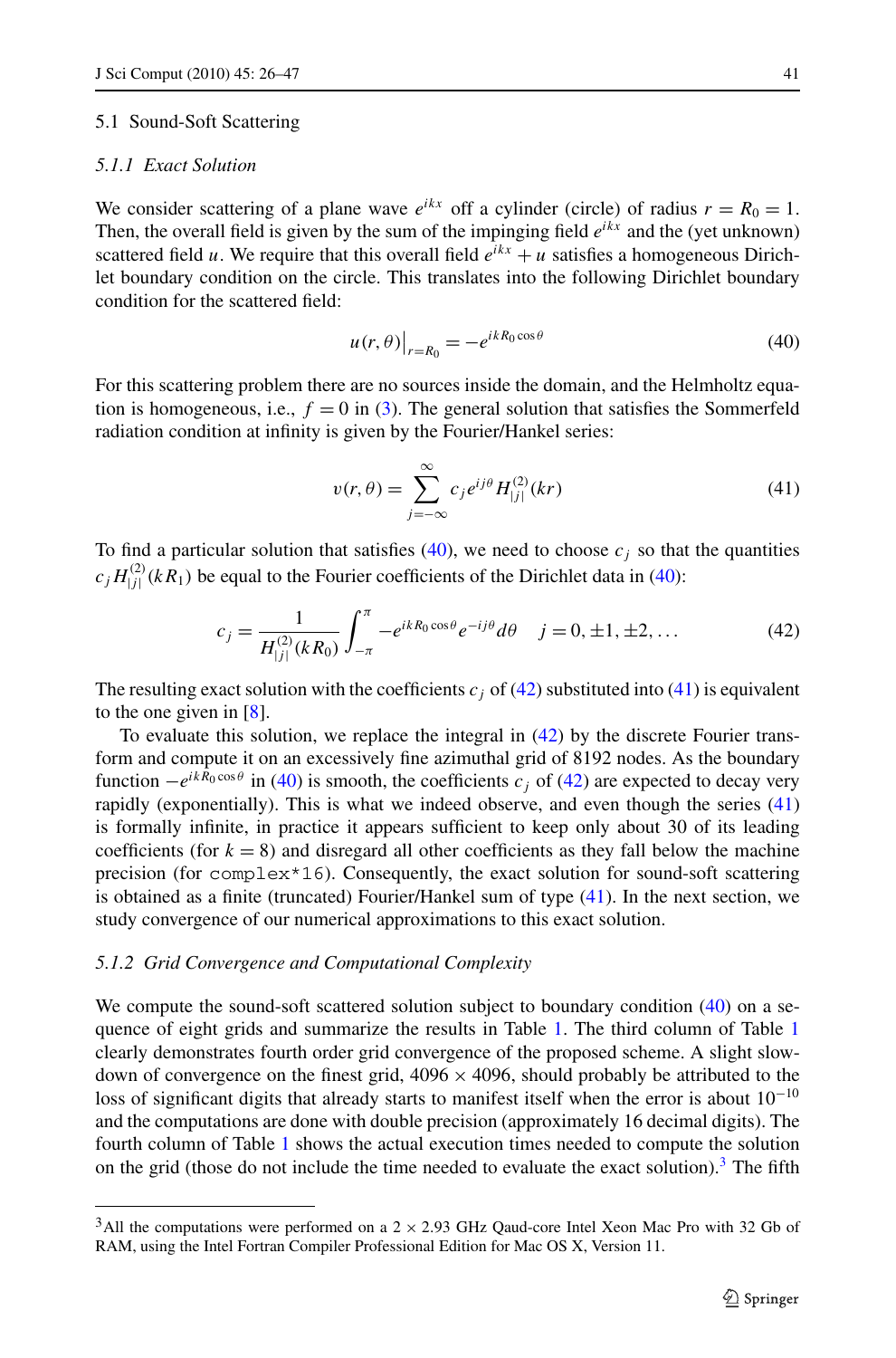### 5.1 Sound-Soft Scattering

#### *5.1.1 Exact Solution*

We consider scattering of a plane wave $e^{ikx}$ off a cylinder (circle) of radius $r = R_0 = 1$. Then, the overall field is given by the sum of the impinging field $e^{ikx}$ and the (yet unknown) scattered field $u$. We require that this overall field $e^{ikx} + u$ satisfies a homogeneous Dirichlet boundary condition on the circle. This translates into the following Dirichlet boundary condition for the scattered field:

$$u(r, \theta)\big|_{r=R_0} = -e^{ikR_0 \cos\theta} \tag{40}$$

For this scattering problem there are no sources inside the domain, and the Helmholtz equation is homogeneous, i.e., $f = 0$ in (3). The general solution that satisfies the Sommerfeld radiation condition at infinity is given by the Fourier/Hankel series:

$$v(r, \theta) = \sum_{j=-\infty}^{\infty} c_j e^{ij\theta} H^{(2)}_{|j|}(kr) \tag{41}$$

To find a particular solution that satisfies (40), we need to choose $c_j$ so that the quantities $c_j H^{(2)}_{|j|}(kR_1)$ be equal to the Fourier coefficients of the Dirichlet data in (40):

$$c_j = \frac{1}{H^{(2)}_{|j|}(kR_0)} \int_{-\pi}^{\pi} -e^{ikR_0 \cos\theta} e^{-ij\theta} d\theta \quad j = 0, \pm 1, \pm 2, \ldots \tag{42}$$

The resulting exact solution with the coefficients $c_j$ of (42) substituted into (41) is equivalent to the one given in [8].

To evaluate this solution, we replace the integral in (42) by the discrete Fourier transform and compute it on an excessively fine azimuthal grid of 8192 nodes. As the boundary function $-e^{ikR_0 \cos\theta}$ in (40) is smooth, the coefficients $c_j$ of (42) are expected to decay very rapidly (exponentially). This is what we indeed observe, and even though the series (41) is formally infinite, in practice it appears sufficient to keep only about 30 of its leading coefficients (for $k = 8$) and disregard all other coefficients as they fall below the machine precision (for `complex*16`). Consequently, the exact solution for sound-soft scattering is obtained as a finite (truncated) Fourier/Hankel sum of type (41). In the next section, we study convergence of our numerical approximations to this exact solution.

#### *5.1.2 Grid Convergence and Computational Complexity*

We compute the sound-soft scattered solution subject to boundary condition (40) on a sequence of eight grids and summarize the results in Table 1. The third column of Table 1 clearly demonstrates fourth order grid convergence of the proposed scheme. A slight slowdown of convergence on the finest grid, $4096 \times 4096$, should probably be attributed to the loss of significant digits that already starts to manifest itself when the error is about $10^{-10}$ and the computations are done with double precision (approximately 16 decimal digits). The fourth column of Table 1 shows the actual execution times needed to compute the solution on the grid (those do not include the time needed to evaluate the exact solution).[3] The fifth

[3] All the computations were performed on a $2 \times 2.93$ GHz Qaad-core Intel Xeon Mac Pro with 32 Gb of RAM, using the Intel Fortran Compiler Professional Edition for Mac OS X, Version 11.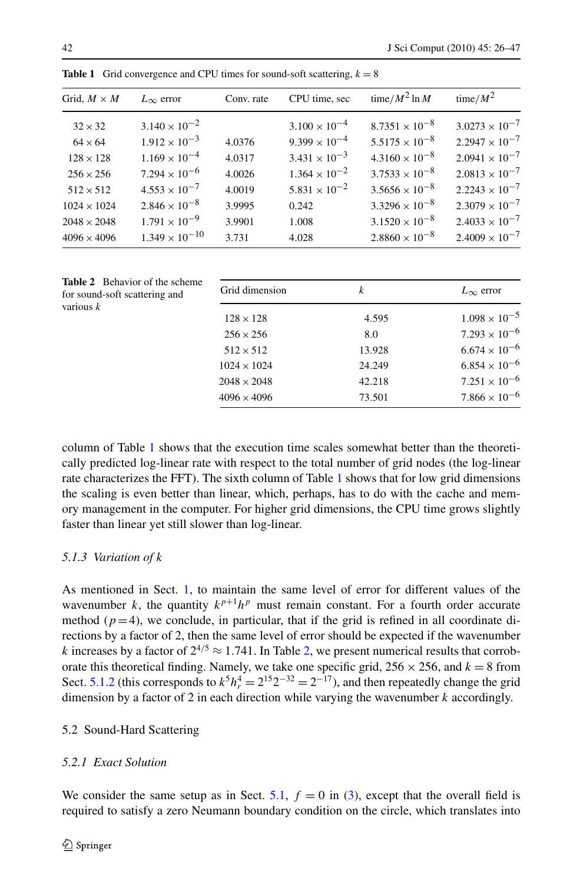**Table 1** Grid convergence and CPU times for sound-soft scattering, $k = 8$

| Grid, $M \times M$ | $L_\infty$ error | Conv. rate | CPU time, sec | time/$M^2 \ln M$ | time/$M^2$ |
|---|---|---|---|---|---|
| $32 \times 32$ | $3.140 \times 10^{-2}$ | | $3.100 \times 10^{-4}$ | $8.7351 \times 10^{-8}$ | $3.0273 \times 10^{-7}$ |
| $64 \times 64$ | $1.912 \times 10^{-3}$ | 4.0376 | $9.399 \times 10^{-4}$ | $5.5175 \times 10^{-8}$ | $2.2947 \times 10^{-7}$ |
| $128 \times 128$ | $1.169 \times 10^{-4}$ | 4.0317 | $3.431 \times 10^{-3}$ | $4.3160 \times 10^{-8}$ | $2.0941 \times 10^{-7}$ |
| $256 \times 256$ | $7.294 \times 10^{-6}$ | 4.0026 | $1.364 \times 10^{-2}$ | $3.7533 \times 10^{-8}$ | $2.0813 \times 10^{-7}$ |
| $512 \times 512$ | $4.553 \times 10^{-7}$ | 4.0019 | $5.831 \times 10^{-2}$ | $3.5656 \times 10^{-8}$ | $2.2243 \times 10^{-7}$ |
| $1024 \times 1024$ | $2.846 \times 10^{-8}$ | 3.9995 | 0.242 | $3.3296 \times 10^{-8}$ | $2.3079 \times 10^{-7}$ |
| $2048 \times 2048$ | $1.791 \times 10^{-9}$ | 3.9901 | 1.008 | $3.1520 \times 10^{-8}$ | $2.4033 \times 10^{-7}$ |
| $4096 \times 4096$ | $1.349 \times 10^{-10}$ | 3.731 | 4.028 | $2.8860 \times 10^{-8}$ | $2.4009 \times 10^{-7}$ |

**Table 2** Behavior of the scheme for sound-soft scattering and various $k$

| Grid dimension | $k$ | $L_\infty$ error |
|---|---|---|
| $128 \times 128$ | 4.595 | $1.098 \times 10^{-5}$ |
| $256 \times 256$ | 8.0 | $7.293 \times 10^{-6}$ |
| $512 \times 512$ | 13.928 | $6.674 \times 10^{-6}$ |
| $1024 \times 1024$ | 24.249 | $6.854 \times 10^{-6}$ |
| $2048 \times 2048$ | 42.218 | $7.251 \times 10^{-6}$ |
| $4096 \times 4096$ | 73.501 | $7.866 \times 10^{-6}$ |

column of Table 1 shows that the execution time scales somewhat better than the theoretically predicted log-linear rate with respect to the total number of grid nodes (the log-linear rate characterizes the FFT). The sixth column of Table 1 shows that for low grid dimensions the scaling is even better than linear, which, perhaps, has to do with the cache and memory management in the computer. For higher grid dimensions, the CPU time grows slightly faster than linear yet still slower than log-linear.

#### 5.1.3 Variation of $k$

As mentioned in Sect. 1, to maintain the same level of error for different values of the wavenumber $k$, the quantity $k^{p+1}h^p$ must remain constant. For a fourth order accurate method ($p=4$), we conclude, in particular, that if the grid is refined in all coordinate directions by a factor of 2, then the same level of error should be expected if the wavenumber $k$ increases by a factor of $2^{4/5} \approx 1.741$. In Table 2, we present numerical results that corroborate this theoretical finding. Namely, we take one specific grid, $256 \times 256$, and $k = 8$ from Sect. 5.1.2 (this corresponds to $k^5 h_r^4 = 2^{15}2^{-32} = 2^{-17}$), and then repeatedly change the grid dimension by a factor of 2 in each direction while varying the wavenumber $k$ accordingly.

### 5.2 Sound-Hard Scattering

#### 5.2.1 Exact Solution

We consider the same setup as in Sect. 5.1, $f = 0$ in (3), except that the overall field is required to satisfy a zero Neumann boundary condition on the circle, which translates into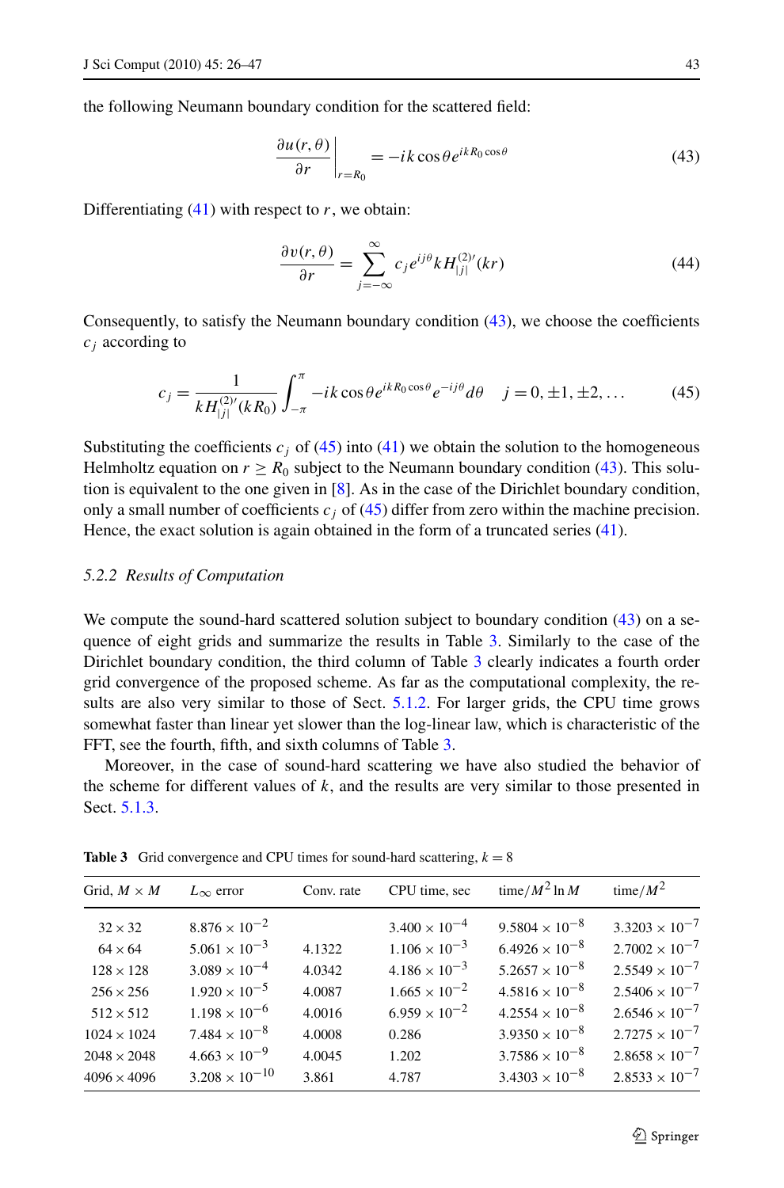the following Neumann boundary condition for the scattered field:

$$\left.\frac{\partial u(r,\theta)}{\partial r}\right|_{r=R_0} = -ik\cos\theta e^{ikR_0\cos\theta} \tag{43}$$

Differentiating (41) with respect to $r$, we obtain:

$$\frac{\partial v(r,\theta)}{\partial r} = \sum_{j=-\infty}^{\infty} c_j e^{ij\theta} k H_{|j|}^{(2)\prime}(kr) \tag{44}$$

Consequently, to satisfy the Neumann boundary condition (43), we choose the coefficients $c_j$ according to

$$c_j = \frac{1}{kH_{|j|}^{(2)\prime}(kR_0)} \int_{-\pi}^{\pi} -ik\cos\theta e^{ikR_0\cos\theta} e^{-ij\theta} d\theta \quad j = 0, \pm 1, \pm 2, \ldots \tag{45}$$

Substituting the coefficients $c_j$ of (45) into (41) we obtain the solution to the homogeneous Helmholtz equation on $r \geq R_0$ subject to the Neumann boundary condition (43). This solution is equivalent to the one given in [8]. As in the case of the Dirichlet boundary condition, only a small number of coefficients $c_j$ of (45) differ from zero within the machine precision. Hence, the exact solution is again obtained in the form of a truncated series (41).

### 5.2.2 Results of Computation

We compute the sound-hard scattered solution subject to boundary condition (43) on a sequence of eight grids and summarize the results in Table 3. Similarly to the case of the Dirichlet boundary condition, the third column of Table 3 clearly indicates a fourth order grid convergence of the proposed scheme. As far as the computational complexity, the results are also very similar to those of Sect. 5.1.2. For larger grids, the CPU time grows somewhat faster than linear yet slower than the log-linear law, which is characteristic of the FFT, see the fourth, fifth, and sixth columns of Table 3.

Moreover, in the case of sound-hard scattering we have also studied the behavior of the scheme for different values of $k$, and the results are very similar to those presented in Sect. 5.1.3.

**Table 3** Grid convergence and CPU times for sound-hard scattering, $k = 8$

| Grid, $M \times M$ | $L_\infty$ error | Conv. rate | CPU time, sec | time/$M^2 \ln M$ | time/$M^2$ |
|---|---|---|---|---|---|
| $32 \times 32$ | $8.876 \times 10^{-2}$ | | $3.400 \times 10^{-4}$ | $9.5804 \times 10^{-8}$ | $3.3203 \times 10^{-7}$ |
| $64 \times 64$ | $5.061 \times 10^{-3}$ | 4.1322 | $1.106 \times 10^{-3}$ | $6.4926 \times 10^{-8}$ | $2.7002 \times 10^{-7}$ |
| $128 \times 128$ | $3.089 \times 10^{-4}$ | 4.0342 | $4.186 \times 10^{-3}$ | $5.2657 \times 10^{-8}$ | $2.5549 \times 10^{-7}$ |
| $256 \times 256$ | $1.920 \times 10^{-5}$ | 4.0087 | $1.665 \times 10^{-2}$ | $4.5816 \times 10^{-8}$ | $2.5406 \times 10^{-7}$ |
| $512 \times 512$ | $1.198 \times 10^{-6}$ | 4.0016 | $6.959 \times 10^{-2}$ | $4.2554 \times 10^{-8}$ | $2.6546 \times 10^{-7}$ |
| $1024 \times 1024$ | $7.484 \times 10^{-8}$ | 4.0008 | 0.286 | $3.9350 \times 10^{-8}$ | $2.7275 \times 10^{-7}$ |
| $2048 \times 2048$ | $4.663 \times 10^{-9}$ | 4.0045 | 1.202 | $3.7586 \times 10^{-8}$ | $2.8658 \times 10^{-7}$ |
| $4096 \times 4096$ | $3.208 \times 10^{-10}$ | 3.861 | 4.787 | $3.4303 \times 10^{-8}$ | $2.8533 \times 10^{-7}$ |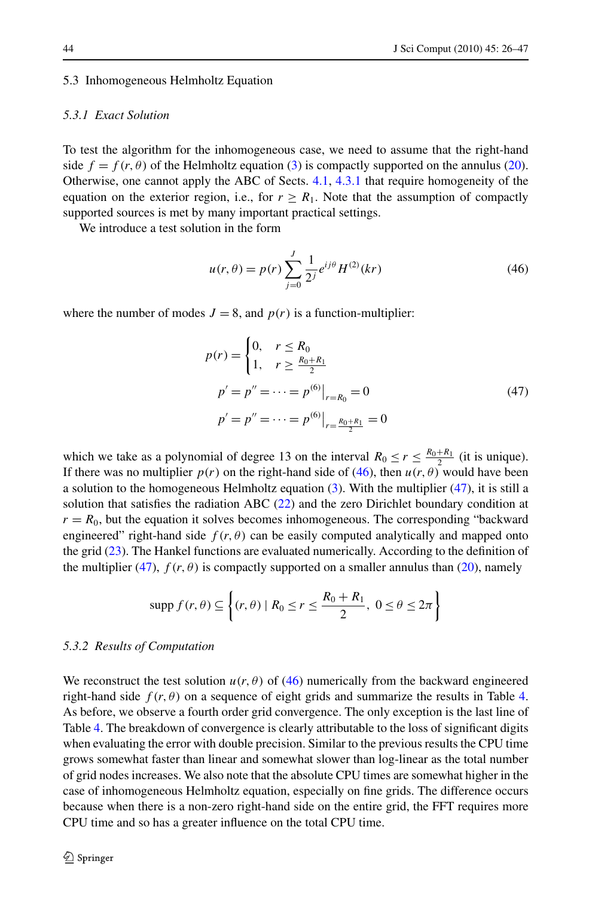### 5.3 Inhomogeneous Helmholtz Equation

#### *5.3.1 Exact Solution*

To test the algorithm for the inhomogeneous case, we need to assume that the right-hand side $f = f(r, \theta)$ of the Helmholtz equation (3) is compactly supported on the annulus (20). Otherwise, one cannot apply the ABC of Sects. 4.1, 4.3.1 that require homogeneity of the equation on the exterior region, i.e., for $r \geq R_1$. Note that the assumption of compactly supported sources is met by many important practical settings.

We introduce a test solution in the form

$$u(r,\theta) = p(r) \sum_{j=0}^{J} \frac{1}{2^j} e^{ij\theta} H^{(2)}(kr) \tag{46}$$

where the number of modes $J = 8$, and $p(r)$ is a function-multiplier:

$$\begin{gathered} p(r) = \begin{cases} 0, & r \leq R_0 \\ 1, & r \geq \frac{R_0+R_1}{2} \end{cases} \\ p' = p'' = \cdots = p^{(6)}\big|_{r=R_0} = 0 \\ p' = p'' = \cdots = p^{(6)}\big|_{r=\frac{R_0+R_1}{2}} = 0 \end{gathered} \tag{47}$$

which we take as a polynomial of degree 13 on the interval $R_0 \leq r \leq \frac{R_0+R_1}{2}$ (it is unique). If there was no multiplier $p(r)$ on the right-hand side of (46), then $u(r,\theta)$ would have been a solution to the homogeneous Helmholtz equation (3). With the multiplier (47), it is still a solution that satisfies the radiation ABC (22) and the zero Dirichlet boundary condition at $r = R_0$, but the equation it solves becomes inhomogeneous. The corresponding "backward engineered" right-hand side $f(r,\theta)$ can be easily computed analytically and mapped onto the grid (23). The Hankel functions are evaluated numerically. According to the definition of the multiplier (47), $f(r,\theta)$ is compactly supported on a smaller annulus than (20), namely

$$\operatorname{supp} f(r,\theta) \subseteq \left\{ (r,\theta) \mid R_0 \leq r \leq \frac{R_0 + R_1}{2},\ 0 \leq \theta \leq 2\pi \right\}$$

#### *5.3.2 Results of Computation*

We reconstruct the test solution $u(r,\theta)$ of (46) numerically from the backward engineered right-hand side $f(r,\theta)$ on a sequence of eight grids and summarize the results in Table 4. As before, we observe a fourth order grid convergence. The only exception is the last line of Table 4. The breakdown of convergence is clearly attributable to the loss of significant digits when evaluating the error with double precision. Similar to the previous results the CPU time grows somewhat faster than linear and somewhat slower than log-linear as the total number of grid nodes increases. We also note that the absolute CPU times are somewhat higher in the case of inhomogeneous Helmholtz equation, especially on fine grids. The difference occurs because when there is a non-zero right-hand side on the entire grid, the FFT requires more CPU time and so has a greater influence on the total CPU time.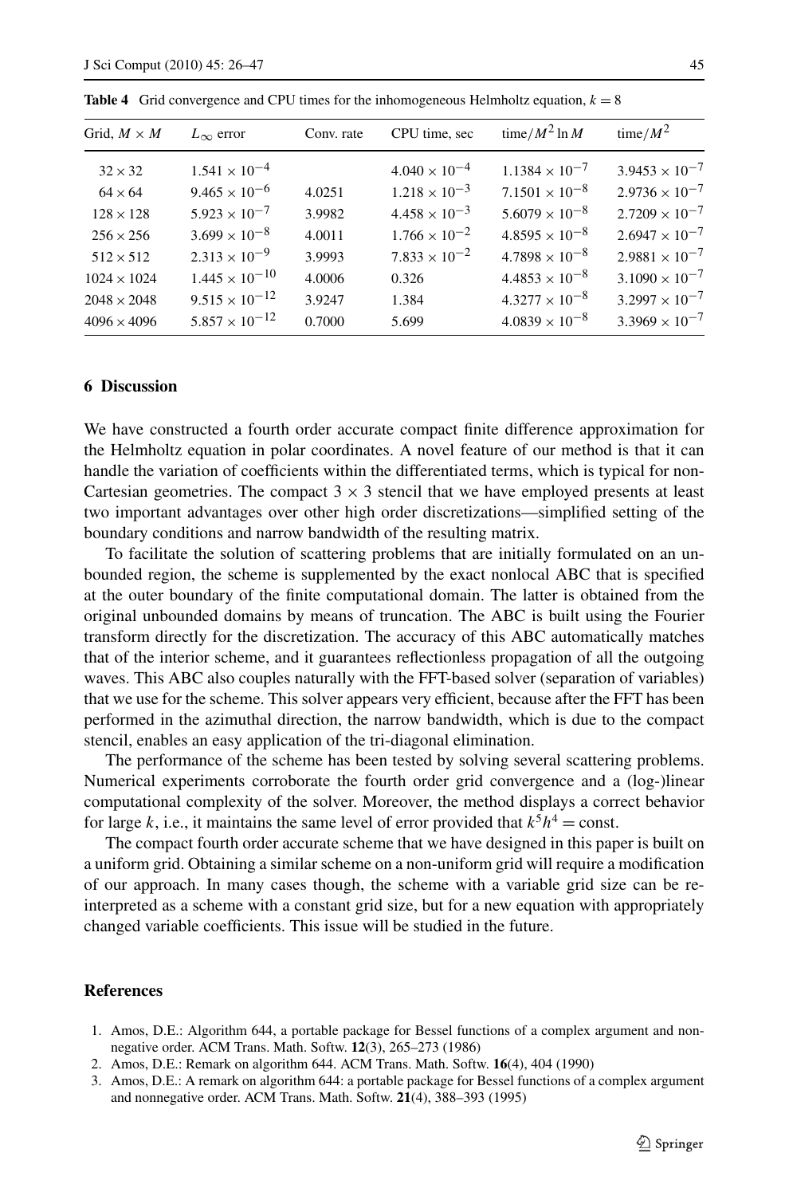**Table 4** Grid convergence and CPU times for the inhomogeneous Helmholtz equation, $k = 8$

| Grid, $M \times M$ | $L_\infty$ error | Conv. rate | CPU time, sec | time/$M^2 \ln M$ | time/$M^2$ |
|---|---|---|---|---|---|
| $32 \times 32$ | $1.541 \times 10^{-4}$ | | $4.040 \times 10^{-4}$ | $1.1384 \times 10^{-7}$ | $3.9453 \times 10^{-7}$ |
| $64 \times 64$ | $9.465 \times 10^{-6}$ | 4.0251 | $1.218 \times 10^{-3}$ | $7.1501 \times 10^{-8}$ | $2.9736 \times 10^{-7}$ |
| $128 \times 128$ | $5.923 \times 10^{-7}$ | 3.9982 | $4.458 \times 10^{-3}$ | $5.6079 \times 10^{-8}$ | $2.7209 \times 10^{-7}$ |
| $256 \times 256$ | $3.699 \times 10^{-8}$ | 4.0011 | $1.766 \times 10^{-2}$ | $4.8595 \times 10^{-8}$ | $2.6947 \times 10^{-7}$ |
| $512 \times 512$ | $2.313 \times 10^{-9}$ | 3.9993 | $7.833 \times 10^{-2}$ | $4.7898 \times 10^{-8}$ | $2.9881 \times 10^{-7}$ |
| $1024 \times 1024$ | $1.445 \times 10^{-10}$ | 4.0006 | 0.326 | $4.4853 \times 10^{-8}$ | $3.1090 \times 10^{-7}$ |
| $2048 \times 2048$ | $9.515 \times 10^{-12}$ | 3.9247 | 1.384 | $4.3277 \times 10^{-8}$ | $3.2997 \times 10^{-7}$ |
| $4096 \times 4096$ | $5.857 \times 10^{-12}$ | 0.7000 | 5.699 | $4.0839 \times 10^{-8}$ | $3.3969 \times 10^{-7}$ |

## 6 Discussion

We have constructed a fourth order accurate compact finite difference approximation for the Helmholtz equation in polar coordinates. A novel feature of our method is that it can handle the variation of coefficients within the differentiated terms, which is typical for non-Cartesian geometries. The compact $3 \times 3$ stencil that we have employed presents at least two important advantages over other high order discretizations—simplified setting of the boundary conditions and narrow bandwidth of the resulting matrix.

To facilitate the solution of scattering problems that are initially formulated on an unbounded region, the scheme is supplemented by the exact nonlocal ABC that is specified at the outer boundary of the finite computational domain. The latter is obtained from the original unbounded domains by means of truncation. The ABC is built using the Fourier transform directly for the discretization. The accuracy of this ABC automatically matches that of the interior scheme, and it guarantees reflectionless propagation of all the outgoing waves. This ABC also couples naturally with the FFT-based solver (separation of variables) that we use for the scheme. This solver appears very efficient, because after the FFT has been performed in the azimuthal direction, the narrow bandwidth, which is due to the compact stencil, enables an easy application of the tri-diagonal elimination.

The performance of the scheme has been tested by solving several scattering problems. Numerical experiments corroborate the fourth order grid convergence and a (log-)linear computational complexity of the solver. Moreover, the method displays a correct behavior for large $k$, i.e., it maintains the same level of error provided that $k^5 h^4 = \text{const}$.

The compact fourth order accurate scheme that we have designed in this paper is built on a uniform grid. Obtaining a similar scheme on a non-uniform grid will require a modification of our approach. In many cases though, the scheme with a variable grid size can be re-interpreted as a scheme with a constant grid size, but for a new equation with appropriately changed variable coefficients. This issue will be studied in the future.

## References

1. Amos, D.E.: Algorithm 644, a portable package for Bessel functions of a complex argument and nonnegative order. ACM Trans. Math. Softw. **12**(3), 265–273 (1986)
2. Amos, D.E.: Remark on algorithm 644. ACM Trans. Math. Softw. **16**(4), 404 (1990)
3. Amos, D.E.: A remark on algorithm 644: a portable package for Bessel functions of a complex argument and nonnegative order. ACM Trans. Math. Softw. **21**(4), 388–393 (1995)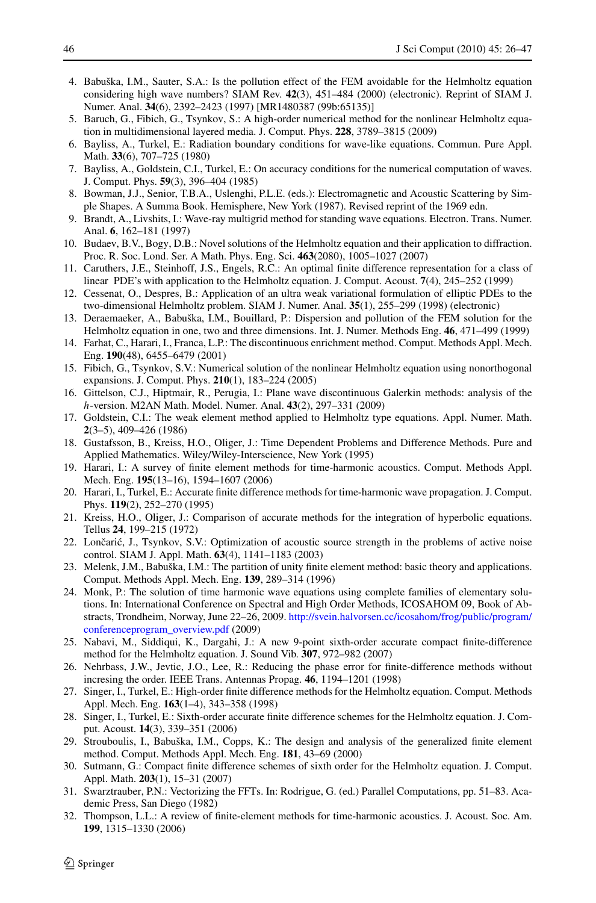4. Babuška, I.M., Sauter, S.A.: Is the pollution effect of the FEM avoidable for the Helmholtz equation considering high wave numbers? SIAM Rev. **42**(3), 451–484 (2000) (electronic). Reprint of SIAM J. Numer. Anal. **34**(6), 2392–2423 (1997) [MR1480387 (99b:65135)]
5. Baruch, G., Fibich, G., Tsynkov, S.: A high-order numerical method for the nonlinear Helmholtz equation in multidimensional layered media. J. Comput. Phys. **228**, 3789–3815 (2009)
6. Bayliss, A., Turkel, E.: Radiation boundary conditions for wave-like equations. Commun. Pure Appl. Math. **33**(6), 707–725 (1980)
7. Bayliss, A., Goldstein, C.I., Turkel, E.: On accuracy conditions for the numerical computation of waves. J. Comput. Phys. **59**(3), 396–404 (1985)
8. Bowman, J.J., Senior, T.B.A., Uslenghi, P.L.E. (eds.): Electromagnetic and Acoustic Scattering by Simple Shapes. A Summa Book. Hemisphere, New York (1987). Revised reprint of the 1969 edn.
9. Brandt, A., Livshits, I.: Wave-ray multigrid method for standing wave equations. Electron. Trans. Numer. Anal. **6**, 162–181 (1997)
10. Budaev, B.V., Bogy, D.B.: Novel solutions of the Helmholtz equation and their application to diffraction. Proc. R. Soc. Lond. Ser. A Math. Phys. Eng. Sci. **463**(2080), 1005–1027 (2007)
11. Caruthers, J.E., Steinhoff, J.S., Engels, R.C.: An optimal finite difference representation for a class of linear PDE's with application to the Helmholtz equation. J. Comput. Acoust. **7**(4), 245–252 (1999)
12. Cessenat, O., Despres, B.: Application of an ultra weak variational formulation of elliptic PDEs to the two-dimensional Helmholtz problem. SIAM J. Numer. Anal. **35**(1), 255–299 (1998) (electronic)
13. Deraemaeker, A., Babuška, I.M., Bouillard, P.: Dispersion and pollution of the FEM solution for the Helmholtz equation in one, two and three dimensions. Int. J. Numer. Methods Eng. **46**, 471–499 (1999)
14. Farhat, C., Harari, I., Franca, L.P.: The discontinuous enrichment method. Comput. Methods Appl. Mech. Eng. **190**(48), 6455–6479 (2001)
15. Fibich, G., Tsynkov, S.V.: Numerical solution of the nonlinear Helmholtz equation using nonorthogonal expansions. J. Comput. Phys. **210**(1), 183–224 (2005)
16. Gittelson, C.J., Hiptmair, R., Perugia, I.: Plane wave discontinuous Galerkin methods: analysis of the $h$-version. M2AN Math. Model. Numer. Anal. **43**(2), 297–331 (2009)
17. Goldstein, C.I.: The weak element method applied to Helmholtz type equations. Appl. Numer. Math. **2**(3–5), 409–426 (1986)
18. Gustafsson, B., Kreiss, H.O., Oliger, J.: Time Dependent Problems and Difference Methods. Pure and Applied Mathematics. Wiley/Wiley-Interscience, New York (1995)
19. Harari, I.: A survey of finite element methods for time-harmonic acoustics. Comput. Methods Appl. Mech. Eng. **195**(13–16), 1594–1607 (2006)
20. Harari, I., Turkel, E.: Accurate finite difference methods for time-harmonic wave propagation. J. Comput. Phys. **119**(2), 252–270 (1995)
21. Kreiss, H.O., Oliger, J.: Comparison of accurate methods for the integration of hyperbolic equations. Tellus **24**, 199–215 (1972)
22. Lončarić, J., Tsynkov, S.V.: Optimization of acoustic source strength in the problems of active noise control. SIAM J. Appl. Math. **63**(4), 1141–1183 (2003)
23. Melenk, J.M., Babuška, I.M.: The partition of unity finite element method: basic theory and applications. Comput. Methods Appl. Mech. Eng. **139**, 289–314 (1996)
24. Monk, P.: The solution of time harmonic wave equations using complete families of elementary solutions. In: International Conference on Spectral and High Order Methods, ICOSAHOM 09, Book of Abstracts, Trondheim, Norway, June 22–26, 2009. http://svein.halvorsen.cc/icosahom/frog/public/program/conferenceprogram_overview.pdf (2009)
25. Nabavi, M., Siddiqui, K., Dargahi, J.: A new 9-point sixth-order accurate compact finite-difference method for the Helmholtz equation. J. Sound Vib. **307**, 972–982 (2007)
26. Nehrbass, J.W., Jevtic, J.O., Lee, R.: Reducing the phase error for finite-difference methods without incresing the order. IEEE Trans. Antennas Propag. **46**, 1194–1201 (1998)
27. Singer, I., Turkel, E.: High-order finite difference methods for the Helmholtz equation. Comput. Methods Appl. Mech. Eng. **163**(1–4), 343–358 (1998)
28. Singer, I., Turkel, E.: Sixth-order accurate finite difference schemes for the Helmholtz equation. J. Comput. Acoust. **14**(3), 339–351 (2006)
29. Strouboulis, I., Babuška, I.M., Copps, K.: The design and analysis of the generalized finite element method. Comput. Methods Appl. Mech. Eng. **181**, 43–69 (2000)
30. Sutmann, G.: Compact finite difference schemes of sixth order for the Helmholtz equation. J. Comput. Appl. Math. **203**(1), 15–31 (2007)
31. Swarztrauber, P.N.: Vectorizing the FFTs. In: Rodrigue, G. (ed.) Parallel Computations, pp. 51–83. Academic Press, San Diego (1982)
32. Thompson, L.L.: A review of finite-element methods for time-harmonic acoustics. J. Acoust. Soc. Am. **199**, 1315–1330 (2006)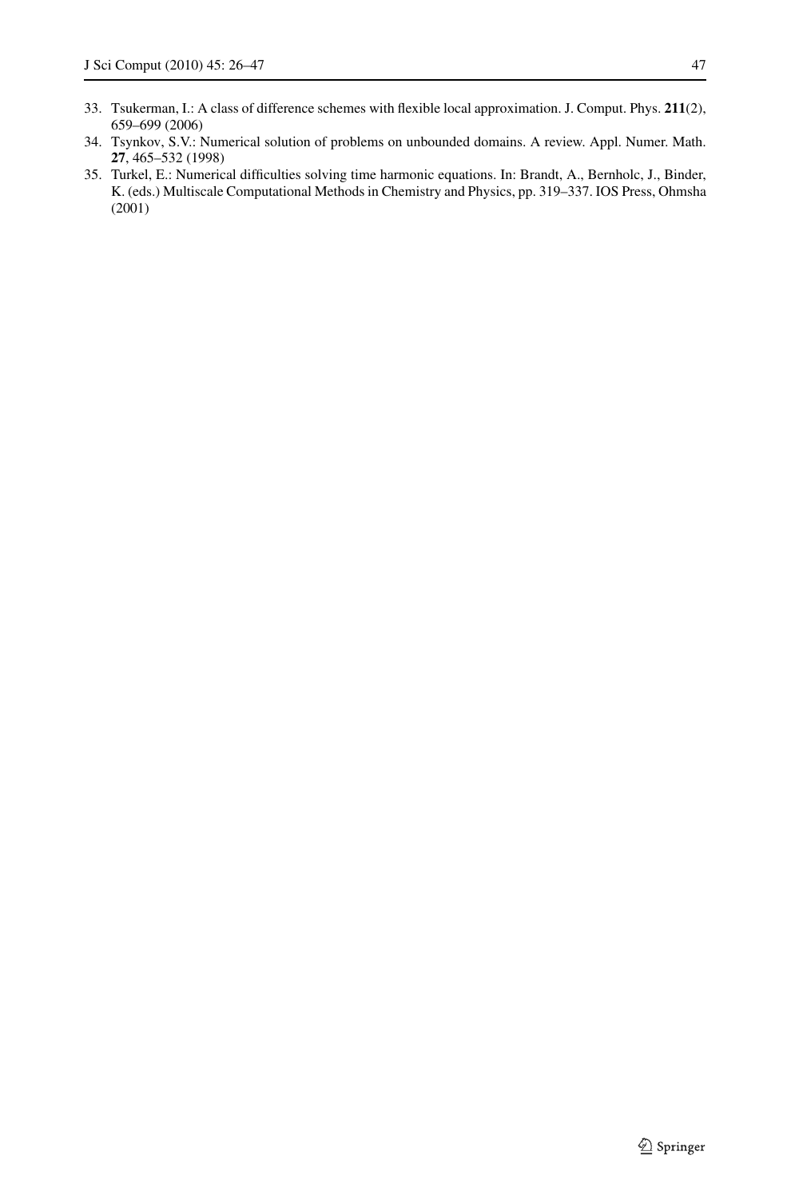33. Tsukerman, I.: A class of difference schemes with flexible local approximation. J. Comput. Phys. **211**(2), 659–699 (2006)
34. Tsynkov, S.V.: Numerical solution of problems on unbounded domains. A review. Appl. Numer. Math. **27**, 465–532 (1998)
35. Turkel, E.: Numerical difficulties solving time harmonic equations. In: Brandt, A., Bernholc, J., Binder, K. (eds.) Multiscale Computational Methods in Chemistry and Physics, pp. 319–337. IOS Press, Ohmsha (2001)